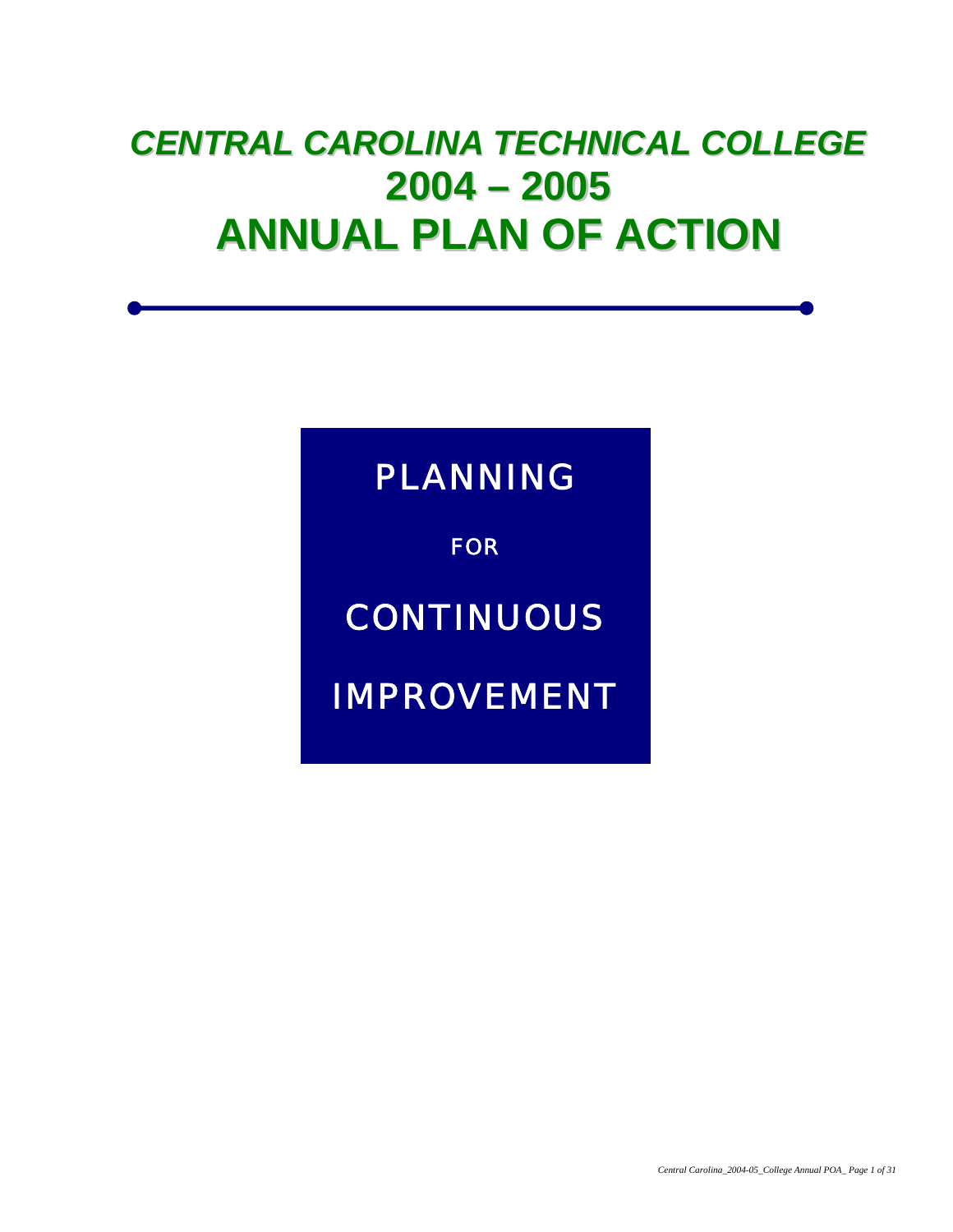# *CENTRAL CAROLINA TECHNICAL COLLEGE*
# 2004 – 2005
# ANNUAL PLAN OF ACTION

PLANNING

FOR

CONTINUOUS

IMPROVEMENT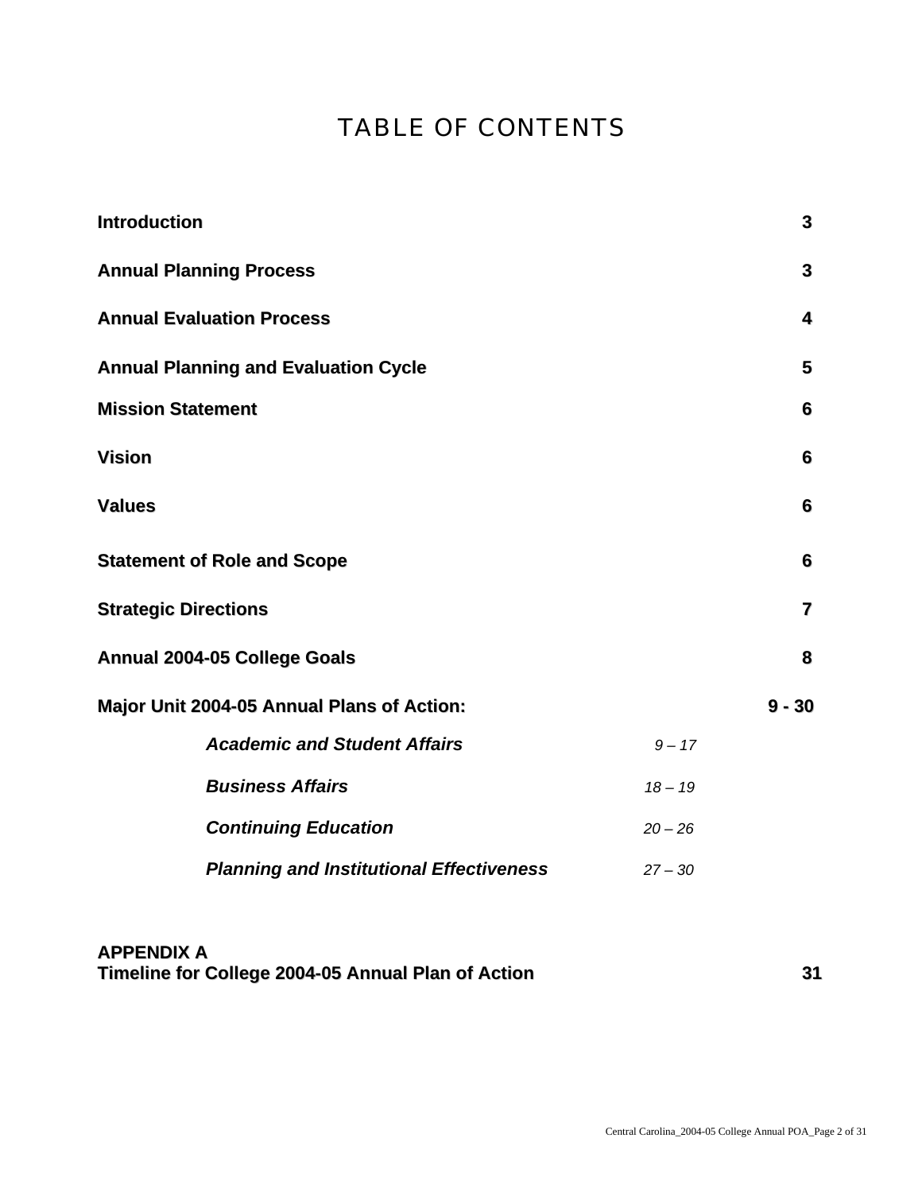# TABLE OF CONTENTS

| | | |
|---|---|---|
| **Introduction** | | **3** |
| **Annual Planning Process** | | **3** |
| **Annual Evaluation Process** | | **4** |
| **Annual Planning and Evaluation Cycle** | | **5** |
| **Mission Statement** | | **6** |
| **Vision** | | **6** |
| **Values** | | **6** |
| **Statement of Role and Scope** | | **6** |
| **Strategic Directions** | | **7** |
| **Annual 2004-05 College Goals** | | **8** |
| **Major Unit 2004-05 Annual Plans of Action:** | | **9 - 30** |
| ***Academic and Student Affairs*** | *9 – 17* | |
| ***Business Affairs*** | *18 – 19* | |
| ***Continuing Education*** | *20 – 26* | |
| ***Planning and Institutional Effectiveness*** | *27 – 30* | |

**APPENDIX A**
**Timeline for College 2004-05 Annual Plan of Action** **31**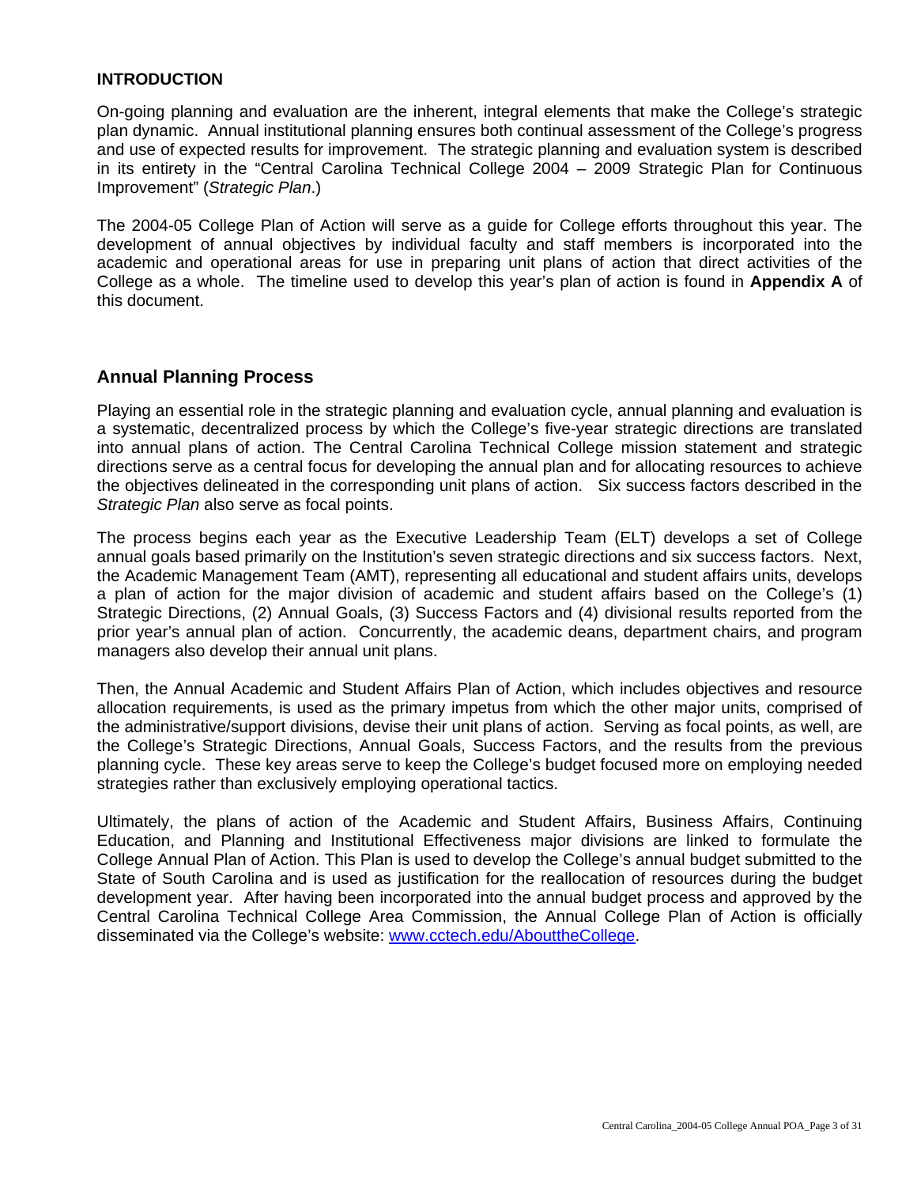## INTRODUCTION

On-going planning and evaluation are the inherent, integral elements that make the College's strategic plan dynamic. Annual institutional planning ensures both continual assessment of the College's progress and use of expected results for improvement. The strategic planning and evaluation system is described in its entirety in the "Central Carolina Technical College 2004 – 2009 Strategic Plan for Continuous Improvement" (*Strategic Plan*.)

The 2004-05 College Plan of Action will serve as a guide for College efforts throughout this year. The development of annual objectives by individual faculty and staff members is incorporated into the academic and operational areas for use in preparing unit plans of action that direct activities of the College as a whole. The timeline used to develop this year's plan of action is found in **Appendix A** of this document.

## Annual Planning Process

Playing an essential role in the strategic planning and evaluation cycle, annual planning and evaluation is a systematic, decentralized process by which the College's five-year strategic directions are translated into annual plans of action. The Central Carolina Technical College mission statement and strategic directions serve as a central focus for developing the annual plan and for allocating resources to achieve the objectives delineated in the corresponding unit plans of action. Six success factors described in the *Strategic Plan* also serve as focal points.

The process begins each year as the Executive Leadership Team (ELT) develops a set of College annual goals based primarily on the Institution's seven strategic directions and six success factors. Next, the Academic Management Team (AMT), representing all educational and student affairs units, develops a plan of action for the major division of academic and student affairs based on the College's (1) Strategic Directions, (2) Annual Goals, (3) Success Factors and (4) divisional results reported from the prior year's annual plan of action. Concurrently, the academic deans, department chairs, and program managers also develop their annual unit plans.

Then, the Annual Academic and Student Affairs Plan of Action, which includes objectives and resource allocation requirements, is used as the primary impetus from which the other major units, comprised of the administrative/support divisions, devise their unit plans of action. Serving as focal points, as well, are the College's Strategic Directions, Annual Goals, Success Factors, and the results from the previous planning cycle. These key areas serve to keep the College's budget focused more on employing needed strategies rather than exclusively employing operational tactics.

Ultimately, the plans of action of the Academic and Student Affairs, Business Affairs, Continuing Education, and Planning and Institutional Effectiveness major divisions are linked to formulate the College Annual Plan of Action. This Plan is used to develop the College's annual budget submitted to the State of South Carolina and is used as justification for the reallocation of resources during the budget development year. After having been incorporated into the annual budget process and approved by the Central Carolina Technical College Area Commission, the Annual College Plan of Action is officially disseminated via the College's website: [www.cctech.edu/AbouttheCollege](www.cctech.edu/AbouttheCollege).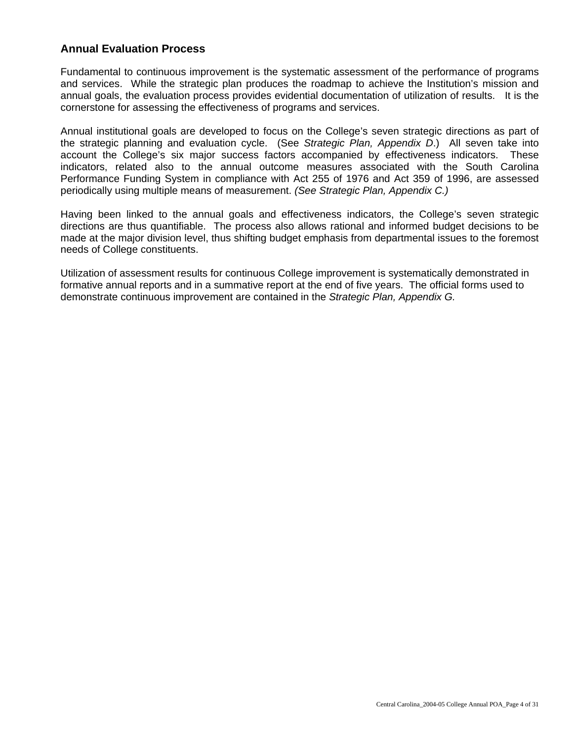## Annual Evaluation Process

Fundamental to continuous improvement is the systematic assessment of the performance of programs and services. While the strategic plan produces the roadmap to achieve the Institution's mission and annual goals, the evaluation process provides evidential documentation of utilization of results. It is the cornerstone for assessing the effectiveness of programs and services.

Annual institutional goals are developed to focus on the College's seven strategic directions as part of the strategic planning and evaluation cycle. (See *Strategic Plan, Appendix D*.) All seven take into account the College's six major success factors accompanied by effectiveness indicators. These indicators, related also to the annual outcome measures associated with the South Carolina Performance Funding System in compliance with Act 255 of 1976 and Act 359 of 1996, are assessed periodically using multiple means of measurement. *(See Strategic Plan, Appendix C.)*

Having been linked to the annual goals and effectiveness indicators, the College's seven strategic directions are thus quantifiable. The process also allows rational and informed budget decisions to be made at the major division level, thus shifting budget emphasis from departmental issues to the foremost needs of College constituents.

Utilization of assessment results for continuous College improvement is systematically demonstrated in formative annual reports and in a summative report at the end of five years. The official forms used to demonstrate continuous improvement are contained in the *Strategic Plan, Appendix G.*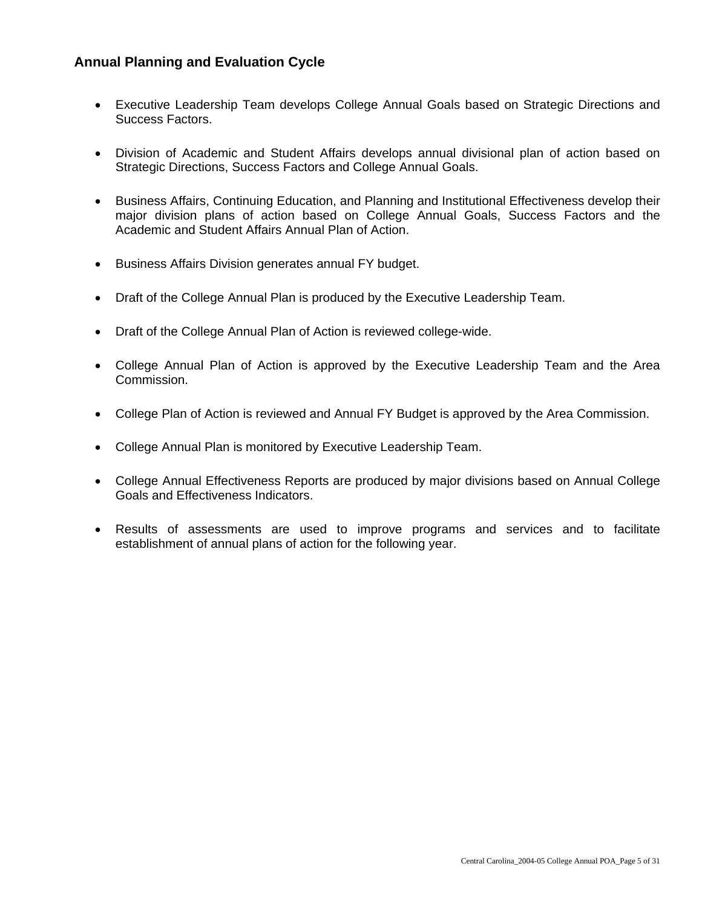## Annual Planning and Evaluation Cycle

- Executive Leadership Team develops College Annual Goals based on Strategic Directions and Success Factors.

- Division of Academic and Student Affairs develops annual divisional plan of action based on Strategic Directions, Success Factors and College Annual Goals.

- Business Affairs, Continuing Education, and Planning and Institutional Effectiveness develop their major division plans of action based on College Annual Goals, Success Factors and the Academic and Student Affairs Annual Plan of Action.

- Business Affairs Division generates annual FY budget.

- Draft of the College Annual Plan is produced by the Executive Leadership Team.

- Draft of the College Annual Plan of Action is reviewed college-wide.

- College Annual Plan of Action is approved by the Executive Leadership Team and the Area Commission.

- College Plan of Action is reviewed and Annual FY Budget is approved by the Area Commission.

- College Annual Plan is monitored by Executive Leadership Team.

- College Annual Effectiveness Reports are produced by major divisions based on Annual College Goals and Effectiveness Indicators.

- Results of assessments are used to improve programs and services and to facilitate establishment of annual plans of action for the following year.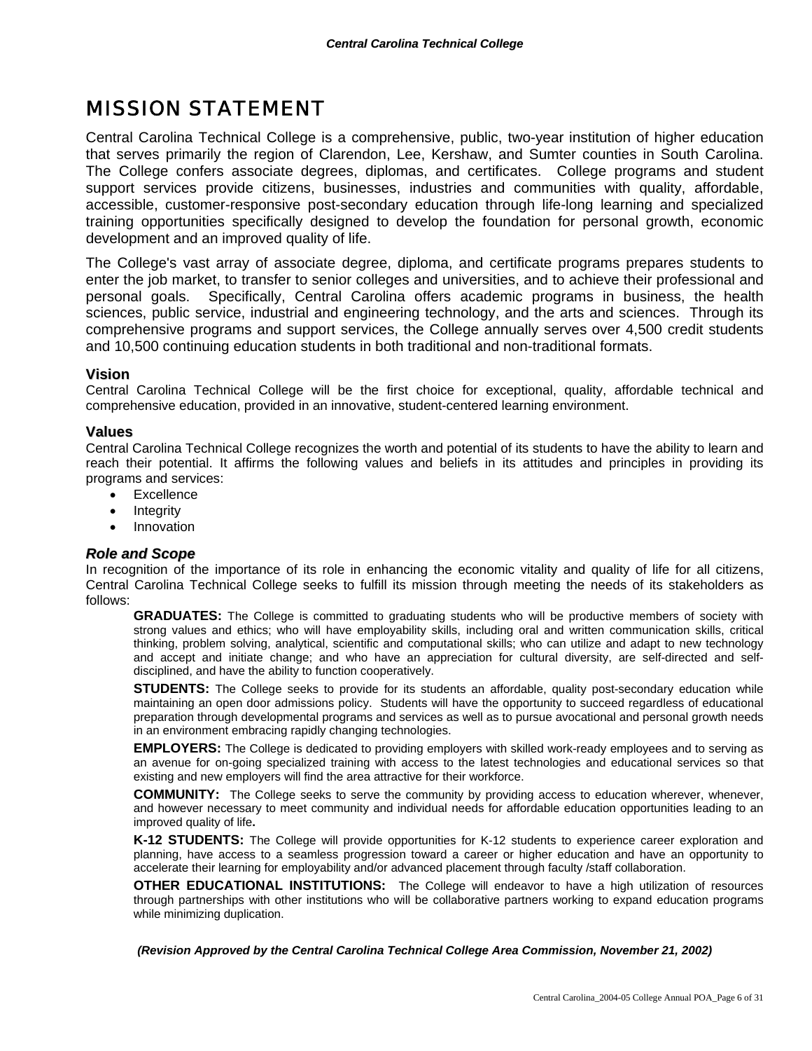# MISSION STATEMENT

Central Carolina Technical College is a comprehensive, public, two-year institution of higher education that serves primarily the region of Clarendon, Lee, Kershaw, and Sumter counties in South Carolina. The College confers associate degrees, diplomas, and certificates. College programs and student support services provide citizens, businesses, industries and communities with quality, affordable, accessible, customer-responsive post-secondary education through life-long learning and specialized training opportunities specifically designed to develop the foundation for personal growth, economic development and an improved quality of life.

The College's vast array of associate degree, diploma, and certificate programs prepares students to enter the job market, to transfer to senior colleges and universities, and to achieve their professional and personal goals. Specifically, Central Carolina offers academic programs in business, the health sciences, public service, industrial and engineering technology, and the arts and sciences. Through its comprehensive programs and support services, the College annually serves over 4,500 credit students and 10,500 continuing education students in both traditional and non-traditional formats.

### Vision

Central Carolina Technical College will be the first choice for exceptional, quality, affordable technical and comprehensive education, provided in an innovative, student-centered learning environment.

### Values

Central Carolina Technical College recognizes the worth and potential of its students to have the ability to learn and reach their potential. It affirms the following values and beliefs in its attitudes and principles in providing its programs and services:

- Excellence
- Integrity
- Innovation

### *Role and Scope*

In recognition of the importance of its role in enhancing the economic vitality and quality of life for all citizens, Central Carolina Technical College seeks to fulfill its mission through meeting the needs of its stakeholders as follows:

**GRADUATES:** The College is committed to graduating students who will be productive members of society with strong values and ethics; who will have employability skills, including oral and written communication skills, critical thinking, problem solving, analytical, scientific and computational skills; who can utilize and adapt to new technology and accept and initiate change; and who have an appreciation for cultural diversity, are self-directed and self-disciplined, and have the ability to function cooperatively.

**STUDENTS:** The College seeks to provide for its students an affordable, quality post-secondary education while maintaining an open door admissions policy. Students will have the opportunity to succeed regardless of educational preparation through developmental programs and services as well as to pursue avocational and personal growth needs in an environment embracing rapidly changing technologies.

**EMPLOYERS:** The College is dedicated to providing employers with skilled work-ready employees and to serving as an avenue for on-going specialized training with access to the latest technologies and educational services so that existing and new employers will find the area attractive for their workforce.

**COMMUNITY:** The College seeks to serve the community by providing access to education wherever, whenever, and however necessary to meet community and individual needs for affordable education opportunities leading to an improved quality of life**.**

**K-12 STUDENTS:** The College will provide opportunities for K-12 students to experience career exploration and planning, have access to a seamless progression toward a career or higher education and have an opportunity to accelerate their learning for employability and/or advanced placement through faculty /staff collaboration.

**OTHER EDUCATIONAL INSTITUTIONS:** The College will endeavor to have a high utilization of resources through partnerships with other institutions who will be collaborative partners working to expand education programs while minimizing duplication.

***(Revision Approved by the Central Carolina Technical College Area Commission, November 21, 2002)***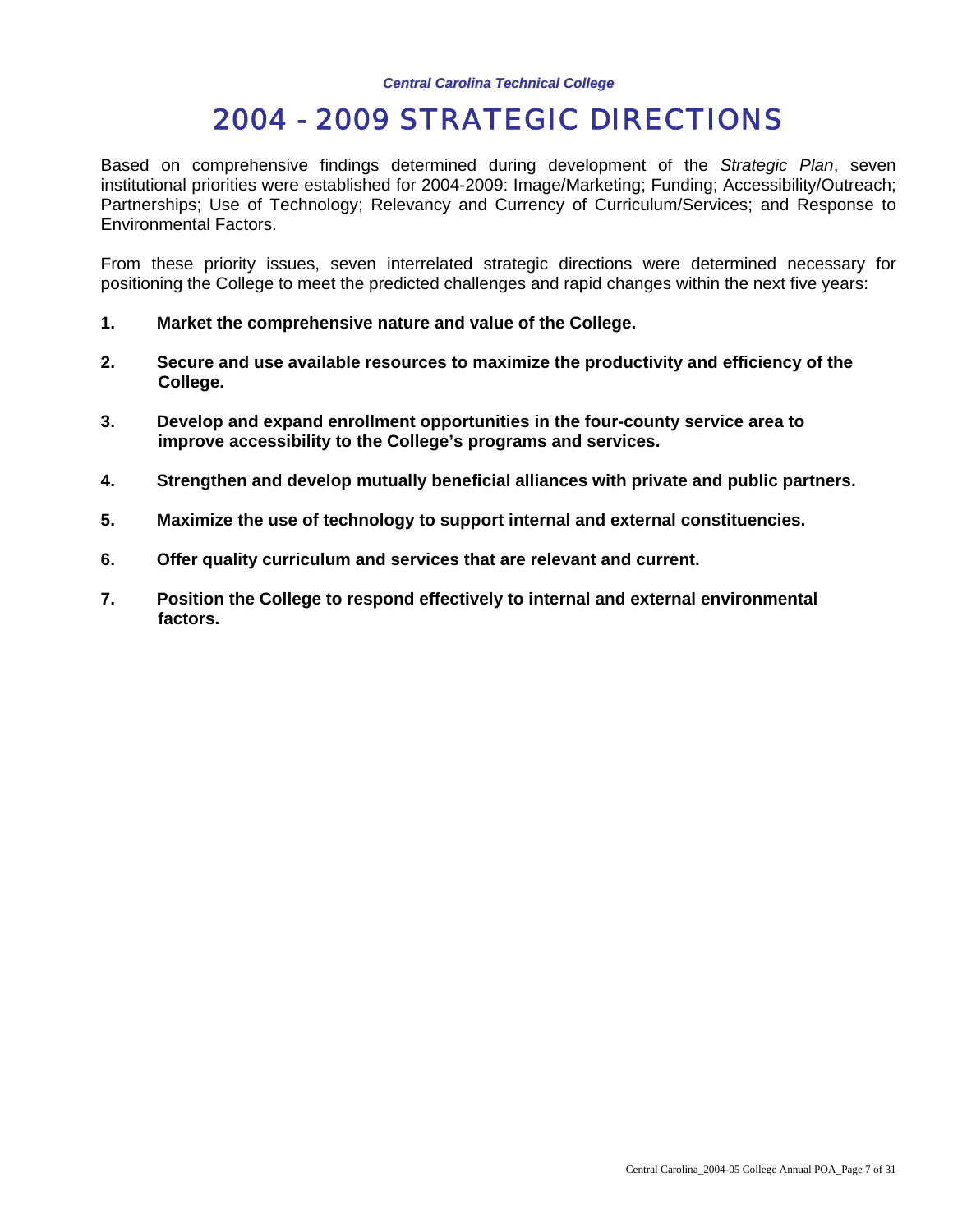# 2004 - 2009 STRATEGIC DIRECTIONS

Based on comprehensive findings determined during development of the *Strategic Plan*, seven institutional priorities were established for 2004-2009: Image/Marketing; Funding; Accessibility/Outreach; Partnerships; Use of Technology; Relevancy and Currency of Curriculum/Services; and Response to Environmental Factors.

From these priority issues, seven interrelated strategic directions were determined necessary for positioning the College to meet the predicted challenges and rapid changes within the next five years:

1. **Market the comprehensive nature and value of the College.**

2. **Secure and use available resources to maximize the productivity and efficiency of the College.**

3. **Develop and expand enrollment opportunities in the four-county service area to improve accessibility to the College's programs and services.**

4. **Strengthen and develop mutually beneficial alliances with private and public partners.**

5. **Maximize the use of technology to support internal and external constituencies.**

6. **Offer quality curriculum and services that are relevant and current.**

7. **Position the College to respond effectively to internal and external environmental factors.**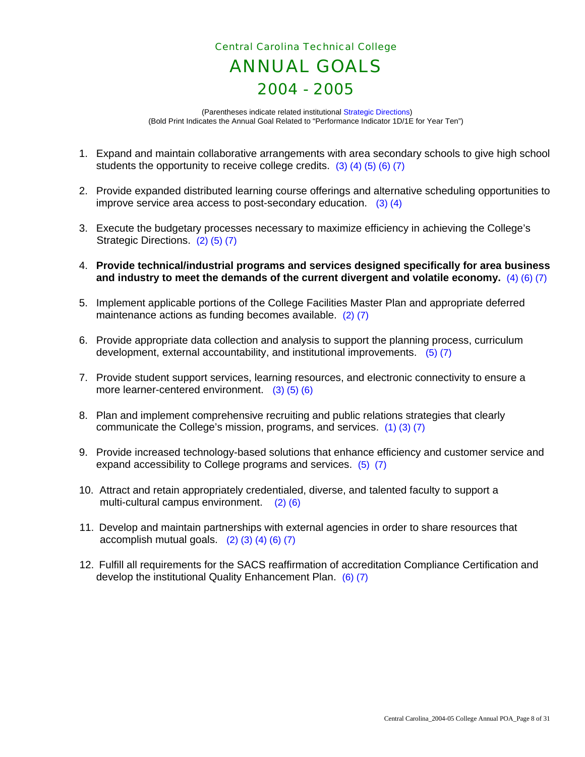# Central Carolina Technical College

# ANNUAL GOALS

# 2004 - 2005

(Parentheses indicate related institutional Strategic Directions)
(Bold Print Indicates the Annual Goal Related to "Performance Indicator 1D/1E for Year Ten")

1. Expand and maintain collaborative arrangements with area secondary schools to give high school students the opportunity to receive college credits. (3) (4) (5) (6) (7)

2. Provide expanded distributed learning course offerings and alternative scheduling opportunities to improve service area access to post-secondary education. (3) (4)

3. Execute the budgetary processes necessary to maximize efficiency in achieving the College's Strategic Directions. (2) (5) (7)

4. **Provide technical/industrial programs and services designed specifically for area business and industry to meet the demands of the current divergent and volatile economy.** (4) (6) (7)

5. Implement applicable portions of the College Facilities Master Plan and appropriate deferred maintenance actions as funding becomes available. (2) (7)

6. Provide appropriate data collection and analysis to support the planning process, curriculum development, external accountability, and institutional improvements. (5) (7)

7. Provide student support services, learning resources, and electronic connectivity to ensure a more learner-centered environment. (3) (5) (6)

8. Plan and implement comprehensive recruiting and public relations strategies that clearly communicate the College's mission, programs, and services. (1) (3) (7)

9. Provide increased technology-based solutions that enhance efficiency and customer service and expand accessibility to College programs and services. (5) (7)

10. Attract and retain appropriately credentialed, diverse, and talented faculty to support a multi-cultural campus environment. (2) (6)

11. Develop and maintain partnerships with external agencies in order to share resources that accomplish mutual goals. (2) (3) (4) (6) (7)

12. Fulfill all requirements for the SACS reaffirmation of accreditation Compliance Certification and develop the institutional Quality Enhancement Plan. (6) (7)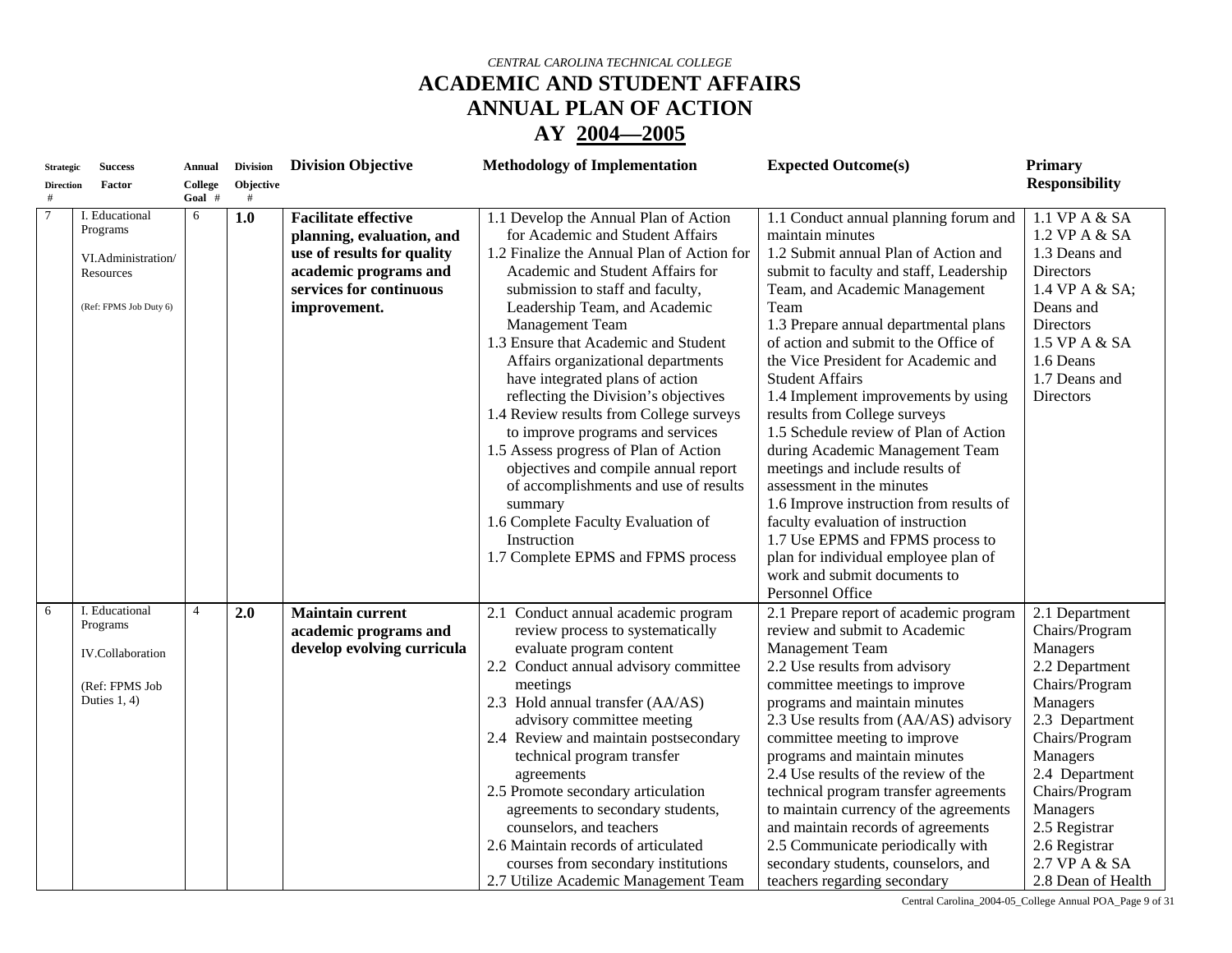*CENTRAL CAROLINA TECHNICAL COLLEGE*

# ACADEMIC AND STUDENT AFFAIRS
# ANNUAL PLAN OF ACTION
# AY 2004—2005

| Strategic Direction # | Success Factor | Annual College Goal # | Division Objective # | Division Objective | Methodology of Implementation | Expected Outcome(s) | Primary Responsibility |
|---|---|---|---|---|---|---|---|
| 7 | I. Educational Programs<br><br>VI.Administration/ Resources<br><br>(Ref: FPMS Job Duty 6) | 6 | **1.0** | **Facilitate effective planning, evaluation, and use of results for quality academic programs and services for continuous improvement.** | 1.1 Develop the Annual Plan of Action for Academic and Student Affairs<br>1.2 Finalize the Annual Plan of Action for Academic and Student Affairs for submission to staff and faculty, Leadership Team, and Academic Management Team<br>1.3 Ensure that Academic and Student Affairs organizational departments have integrated plans of action reflecting the Division's objectives<br>1.4 Review results from College surveys to improve programs and services<br>1.5 Assess progress of Plan of Action objectives and compile annual report of accomplishments and use of results summary<br>1.6 Complete Faculty Evaluation of Instruction<br>1.7 Complete EPMS and FPMS process | 1.1 Conduct annual planning forum and maintain minutes<br>1.2 Submit annual Plan of Action and submit to faculty and staff, Leadership Team, and Academic Management Team<br>1.3 Prepare annual departmental plans of action and submit to the Office of the Vice President for Academic and Student Affairs<br>1.4 Implement improvements by using results from College surveys<br>1.5 Schedule review of Plan of Action during Academic Management Team meetings and include results of assessment in the minutes<br>1.6 Improve instruction from results of faculty evaluation of instruction<br>1.7 Use EPMS and FPMS process to plan for individual employee plan of work and submit documents to Personnel Office | 1.1 VP A & SA<br>1.2 VP A & SA<br>1.3 Deans and Directors<br>1.4 VP A & SA; Deans and Directors<br>1.5 VP A & SA<br>1.6 Deans<br>1.7 Deans and Directors |
| 6 | I. Educational Programs<br><br>IV.Collaboration<br><br>(Ref: FPMS Job Duties 1, 4) | 4 | **2.0** | **Maintain current academic programs and develop evolving curricula** | 2.1 Conduct annual academic program review process to systematically evaluate program content<br>2.2 Conduct annual advisory committee meetings<br>2.3 Hold annual transfer (AA/AS) advisory committee meeting<br>2.4 Review and maintain postsecondary technical program transfer agreements<br>2.5 Promote secondary articulation agreements to secondary students, counselors, and teachers<br>2.6 Maintain records of articulated courses from secondary institutions<br>2.7 Utilize Academic Management Team | 2.1 Prepare report of academic program review and submit to Academic Management Team<br>2.2 Use results from advisory committee meetings to improve programs and maintain minutes<br>2.3 Use results from (AA/AS) advisory committee meeting to improve programs and maintain minutes<br>2.4 Use results of the review of the technical program transfer agreements to maintain currency of the agreements and maintain records of agreements<br>2.5 Communicate periodically with secondary students, counselors, and teachers regarding secondary | 2.1 Department Chairs/Program Managers<br>2.2 Department Chairs/Program Managers<br>2.3 Department Chairs/Program Managers<br>2.4 Department Chairs/Program Managers<br>2.5 Registrar<br>2.6 Registrar<br>2.7 VP A & SA<br>2.8 Dean of Health |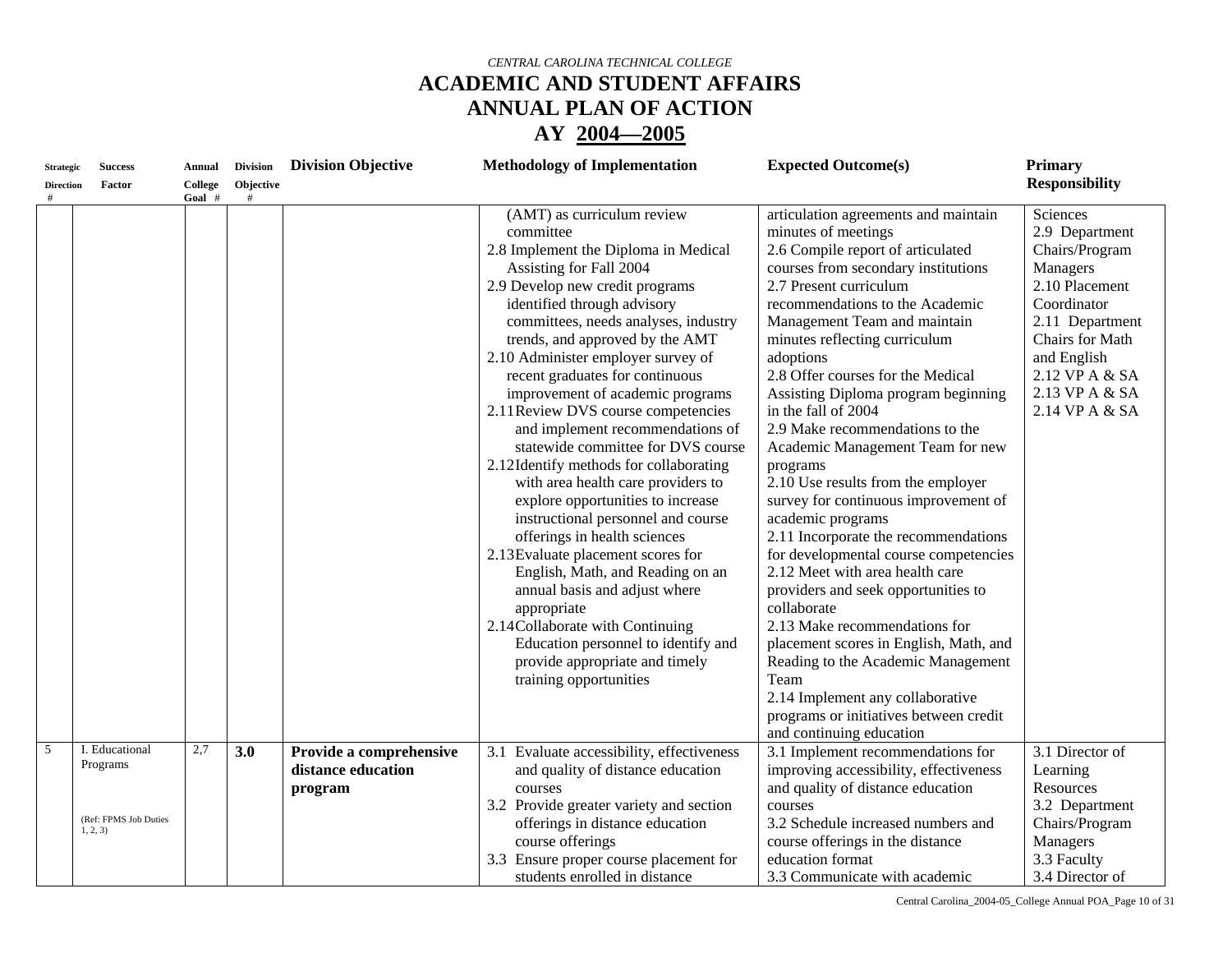*CENTRAL CAROLINA TECHNICAL COLLEGE*

# ACADEMIC AND STUDENT AFFAIRS
# ANNUAL PLAN OF ACTION
# AY 2004—2005

| Strategic Direction # | Success Factor | Annual College Goal # | Division Objective # | Division Objective | Methodology of Implementation | Expected Outcome(s) | Primary Responsibility |
|---|---|---|---|---|---|---|---|
| | | | | | (AMT) as curriculum review committee<br>2.8 Implement the Diploma in Medical Assisting for Fall 2004<br>2.9 Develop new credit programs identified through advisory committees, needs analyses, industry trends, and approved by the AMT<br>2.10 Administer employer survey of recent graduates for continuous improvement of academic programs<br>2.11 Review DVS course competencies and implement recommendations of statewide committee for DVS course<br>2.12 Identify methods for collaborating with area health care providers to explore opportunities to increase instructional personnel and course offerings in health sciences<br>2.13 Evaluate placement scores for English, Math, and Reading on an annual basis and adjust where appropriate<br>2.14 Collaborate with Continuing Education personnel to identify and provide appropriate and timely training opportunities | articulation agreements and maintain minutes of meetings<br>2.6 Compile report of articulated courses from secondary institutions<br>2.7 Present curriculum recommendations to the Academic Management Team and maintain minutes reflecting curriculum adoptions<br>2.8 Offer courses for the Medical Assisting Diploma program beginning in the fall of 2004<br>2.9 Make recommendations to the Academic Management Team for new programs<br>2.10 Use results from the employer survey for continuous improvement of academic programs<br>2.11 Incorporate the recommendations for developmental course competencies<br>2.12 Meet with area health care providers and seek opportunities to collaborate<br>2.13 Make recommendations for placement scores in English, Math, and Reading to the Academic Management Team<br>2.14 Implement any collaborative programs or initiatives between credit and continuing education | Sciences<br>2.9 Department Chairs/Program Managers<br>2.10 Placement Coordinator<br>2.11 Department Chairs for Math and English<br>2.12 VP A & SA<br>2.13 VP A & SA<br>2.14 VP A & SA |
| 5 | I. Educational Programs<br><br>(Ref: FPMS Job Duties 1, 2, 3) | 2,7 | **3.0** | **Provide a comprehensive distance education program** | 3.1 Evaluate accessibility, effectiveness and quality of distance education courses<br>3.2 Provide greater variety and section offerings in distance education course offerings<br>3.3 Ensure proper course placement for students enrolled in distance | 3.1 Implement recommendations for improving accessibility, effectiveness and quality of distance education courses<br>3.2 Schedule increased numbers and course offerings in the distance education format<br>3.3 Communicate with academic | 3.1 Director of Learning Resources<br>3.2 Department Chairs/Program Managers<br>3.3 Faculty<br>3.4 Director of |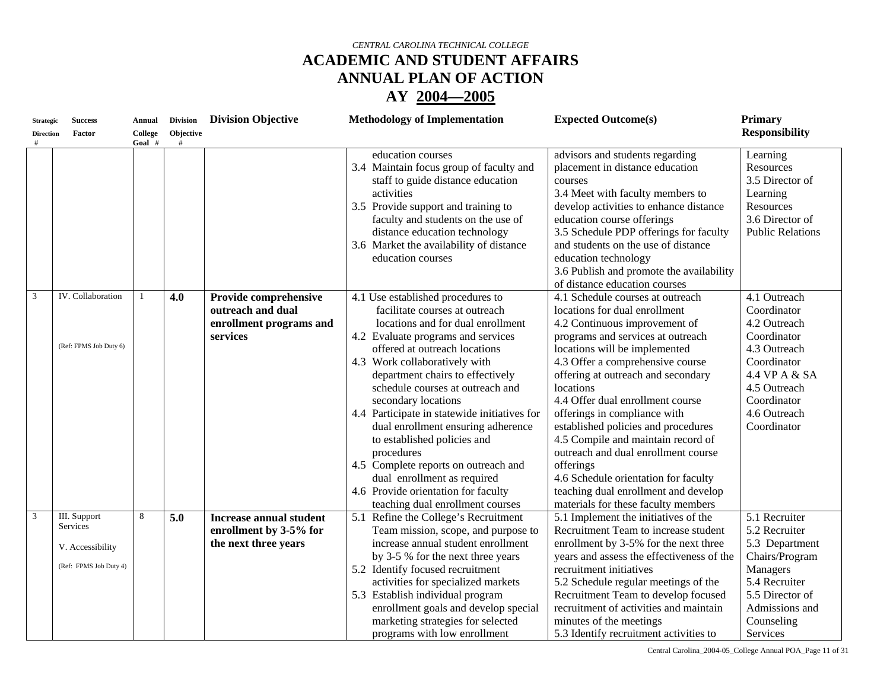*CENTRAL CAROLINA TECHNICAL COLLEGE*

# ACADEMIC AND STUDENT AFFAIRS
# ANNUAL PLAN OF ACTION
# AY 2004—2005

| Strategic Direction # | Success Factor | Annual College Goal # | Division Objective # | Division Objective | Methodology of Implementation | Expected Outcome(s) | Primary Responsibility |
|---|---|---|---|---|---|---|---|
| | | | | | education courses<br>3.4 Maintain focus group of faculty and staff to guide distance education activities<br>3.5 Provide support and training to faculty and students on the use of distance education technology<br>3.6 Market the availability of distance education courses | advisors and students regarding placement in distance education courses<br>3.4 Meet with faculty members to develop activities to enhance distance education course offerings<br>3.5 Schedule PDP offerings for faculty and students on the use of distance education technology<br>3.6 Publish and promote the availability of distance education courses | Learning Resources<br>3.5 Director of Learning Resources<br>3.6 Director of Public Relations |
| 3 | IV. Collaboration<br><br>(Ref: FPMS Job Duty 6) | 1 | **4.0** | **Provide comprehensive outreach and dual enrollment programs and services** | 4.1 Use established procedures to facilitate courses at outreach locations and for dual enrollment<br>4.2 Evaluate programs and services offered at outreach locations<br>4.3 Work collaboratively with department chairs to effectively schedule courses at outreach and secondary locations<br>4.4 Participate in statewide initiatives for dual enrollment ensuring adherence to established policies and procedures<br>4.5 Complete reports on outreach and dual enrollment as required<br>4.6 Provide orientation for faculty teaching dual enrollment courses | 4.1 Schedule courses at outreach locations for dual enrollment<br>4.2 Continuous improvement of programs and services at outreach locations will be implemented<br>4.3 Offer a comprehensive course offering at outreach and secondary locations<br>4.4 Offer dual enrollment course offerings in compliance with established policies and procedures<br>4.5 Compile and maintain record of outreach and dual enrollment course offerings<br>4.6 Schedule orientation for faculty teaching dual enrollment and develop materials for these faculty members | 4.1 Outreach Coordinator<br>4.2 Outreach Coordinator<br>4.3 Outreach Coordinator<br>4.4 VP A & SA<br>4.5 Outreach Coordinator<br>4.6 Outreach Coordinator |
| 3 | III. Support Services<br><br>V. Accessibility<br><br>(Ref: FPMS Job Duty 4) | 8 | **5.0** | **Increase annual student enrollment by 3-5% for the next three years** | 5.1 Refine the College's Recruitment Team mission, scope, and purpose to increase annual student enrollment by 3-5 % for the next three years<br>5.2 Identify focused recruitment activities for specialized markets<br>5.3 Establish individual program enrollment goals and develop special marketing strategies for selected programs with low enrollment | 5.1 Implement the initiatives of the Recruitment Team to increase student enrollment by 3-5% for the next three years and assess the effectiveness of the recruitment initiatives<br>5.2 Schedule regular meetings of the Recruitment Team to develop focused recruitment of activities and maintain minutes of the meetings<br>5.3 Identify recruitment activities to | 5.1 Recruiter<br>5.2 Recruiter<br>5.3 Department Chairs/Program Managers<br>5.4 Recruiter<br>5.5 Director of Admissions and Counseling Services |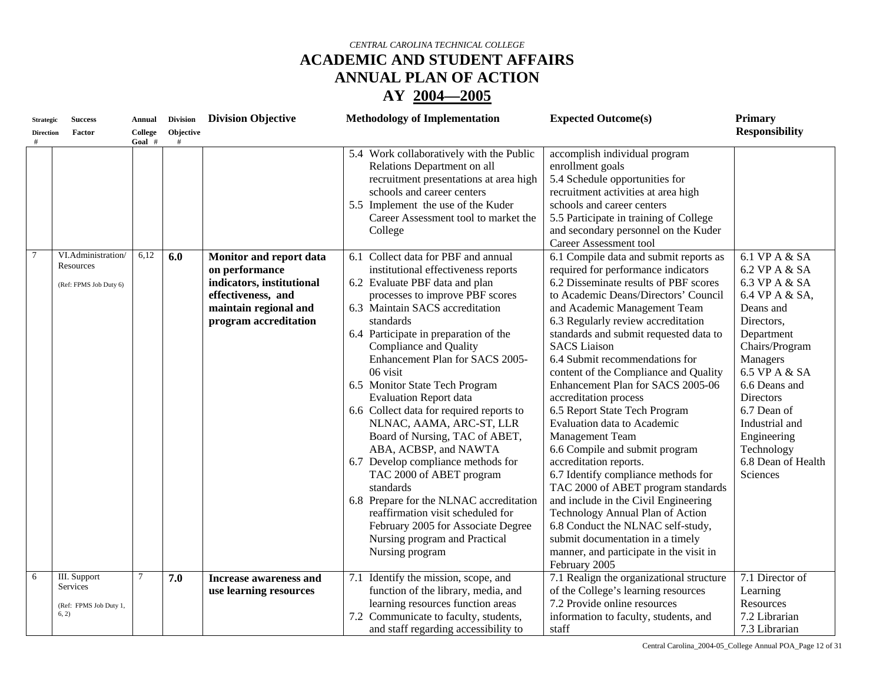*CENTRAL CAROLINA TECHNICAL COLLEGE*

# ACADEMIC AND STUDENT AFFAIRS
# ANNUAL PLAN OF ACTION
# AY 2004—2005

| Strategic Direction # | Success Factor | Annual College Goal # | Division Objective # | Division Objective | Methodology of Implementation | Expected Outcome(s) | Primary Responsibility |
|---|---|---|---|---|---|---|---|
| | | | | | 5.4 Work collaboratively with the Public Relations Department on all recruitment presentations at area high schools and career centers<br>5.5 Implement the use of the Kuder Career Assessment tool to market the College | accomplish individual program enrollment goals<br>5.4 Schedule opportunities for recruitment activities at area high schools and career centers<br>5.5 Participate in training of College and secondary personnel on the Kuder Career Assessment tool | |
| 7 | VI.Administration/ Resources<br>(Ref: FPMS Job Duty 6) | 6,12 | **6.0** | **Monitor and report data on performance indicators, institutional effectiveness, and maintain regional and program accreditation** | 6.1 Collect data for PBF and annual institutional effectiveness reports<br>6.2 Evaluate PBF data and plan processes to improve PBF scores<br>6.3 Maintain SACS accreditation standards<br>6.4 Participate in preparation of the Compliance and Quality Enhancement Plan for SACS 2005-06 visit<br>6.5 Monitor State Tech Program Evaluation Report data<br>6.6 Collect data for required reports to NLNAC, AAMA, ARC-ST, LLR Board of Nursing, TAC of ABET, ABA, ACBSP, and NAWTA<br>6.7 Develop compliance methods for TAC 2000 of ABET program standards<br>6.8 Prepare for the NLNAC accreditation reaffirmation visit scheduled for February 2005 for Associate Degree Nursing program and Practical Nursing program | 6.1 Compile data and submit reports as required for performance indicators<br>6.2 Disseminate results of PBF scores to Academic Deans/Directors' Council and Academic Management Team<br>6.3 Regularly review accreditation standards and submit requested data to SACS Liaison<br>6.4 Submit recommendations for content of the Compliance and Quality Enhancement Plan for SACS 2005-06 accreditation process<br>6.5 Report State Tech Program Evaluation data to Academic Management Team<br>6.6 Compile and submit program accreditation reports.<br>6.7 Identify compliance methods for TAC 2000 of ABET program standards and include in the Civil Engineering Technology Annual Plan of Action<br>6.8 Conduct the NLNAC self-study, submit documentation in a timely manner, and participate in the visit in February 2005 | 6.1 VP A & SA<br>6.2 VP A & SA<br>6.3 VP A & SA<br>6.4 VP A & SA, Deans and Directors, Department Chairs/Program Managers<br>6.5 VP A & SA<br>6.6 Deans and Directors<br>6.7 Dean of Industrial and Engineering Technology<br>6.8 Dean of Health Sciences |
| 6 | III. Support Services<br>(Ref: FPMS Job Duty 1, 6, 2) | 7 | **7.0** | **Increase awareness and use learning resources** | 7.1 Identify the mission, scope, and function of the library, media, and learning resources function areas<br>7.2 Communicate to faculty, students, and staff regarding accessibility to | 7.1 Realign the organizational structure of the College's learning resources<br>7.2 Provide online resources information to faculty, students, and staff | 7.1 Director of Learning Resources<br>7.2 Librarian<br>7.3 Librarian |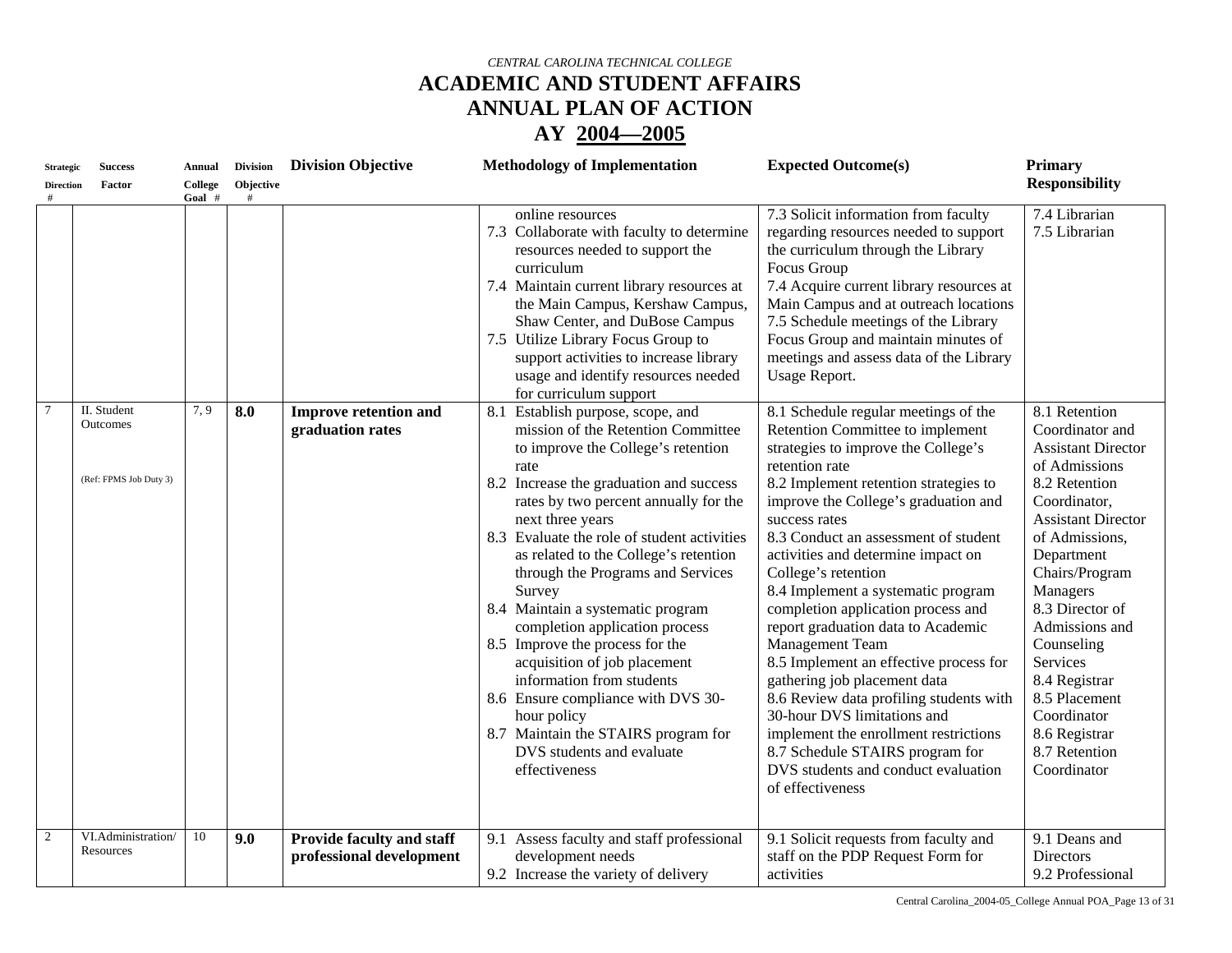*CENTRAL CAROLINA TECHNICAL COLLEGE*

# ACADEMIC AND STUDENT AFFAIRS
# ANNUAL PLAN OF ACTION
# AY 2004—2005

| Strategic Direction # | Success Factor | Annual College Goal # | Division Objective # | Division Objective | Methodology of Implementation | Expected Outcome(s) | Primary Responsibility |
|---|---|---|---|---|---|---|---|
| | | | | | online resources<br>7.3 Collaborate with faculty to determine resources needed to support the curriculum<br>7.4 Maintain current library resources at the Main Campus, Kershaw Campus, Shaw Center, and DuBose Campus<br>7.5 Utilize Library Focus Group to support activities to increase library usage and identify resources needed for curriculum support | 7.3 Solicit information from faculty regarding resources needed to support the curriculum through the Library Focus Group<br>7.4 Acquire current library resources at Main Campus and at outreach locations<br>7.5 Schedule meetings of the Library Focus Group and maintain minutes of meetings and assess data of the Library Usage Report. | 7.4 Librarian<br>7.5 Librarian |
| 7 | II. Student Outcomes<br><br>(Ref: FPMS Job Duty 3) | 7, 9 | **8.0** | **Improve retention and graduation rates** | 8.1 Establish purpose, scope, and mission of the Retention Committee to improve the College's retention rate<br>8.2 Increase the graduation and success rates by two percent annually for the next three years<br>8.3 Evaluate the role of student activities as related to the College's retention through the Programs and Services Survey<br>8.4 Maintain a systematic program completion application process<br>8.5 Improve the process for the acquisition of job placement information from students<br>8.6 Ensure compliance with DVS 30-hour policy<br>8.7 Maintain the STAIRS program for DVS students and evaluate effectiveness | 8.1 Schedule regular meetings of the Retention Committee to implement strategies to improve the College's retention rate<br>8.2 Implement retention strategies to improve the College's graduation and success rates<br>8.3 Conduct an assessment of student activities and determine impact on College's retention<br>8.4 Implement a systematic program completion application process and report graduation data to Academic Management Team<br>8.5 Implement an effective process for gathering job placement data<br>8.6 Review data profiling students with 30-hour DVS limitations and implement the enrollment restrictions<br>8.7 Schedule STAIRS program for DVS students and conduct evaluation of effectiveness | 8.1 Retention Coordinator and Assistant Director of Admissions<br>8.2 Retention Coordinator, Assistant Director of Admissions, Department Chairs/Program Managers<br>8.3 Director of Admissions and Counseling Services<br>8.4 Registrar<br>8.5 Placement Coordinator<br>8.6 Registrar<br>8.7 Retention Coordinator |
| 2 | VI.Administration/ Resources | 10 | **9.0** | **Provide faculty and staff professional development** | 9.1 Assess faculty and staff professional development needs<br>9.2 Increase the variety of delivery | 9.1 Solicit requests from faculty and staff on the PDP Request Form for activities | 9.1 Deans and Directors<br>9.2 Professional |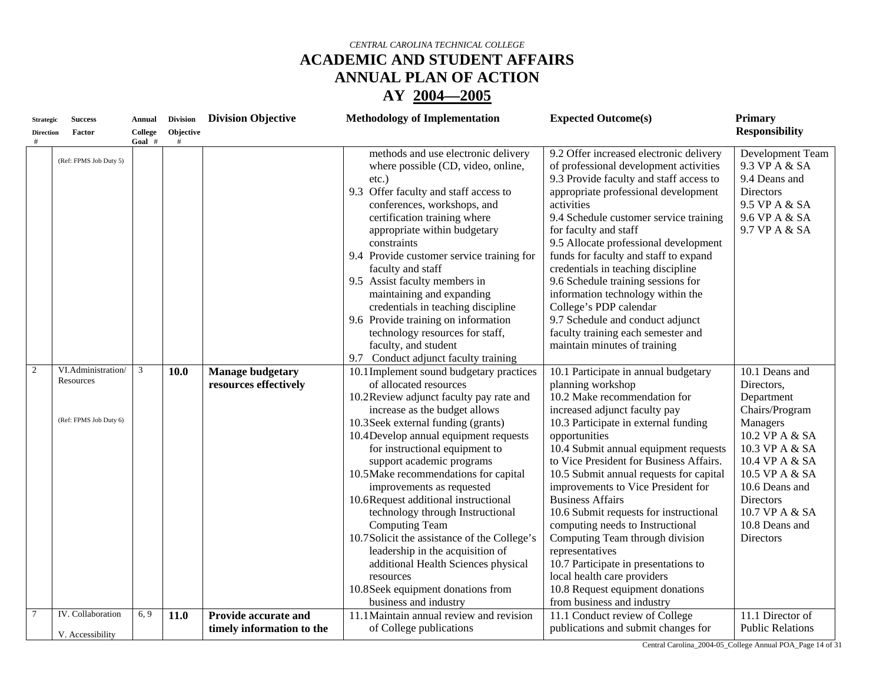*CENTRAL CAROLINA TECHNICAL COLLEGE*

# ACADEMIC AND STUDENT AFFAIRS
# ANNUAL PLAN OF ACTION
# AY 2004—2005

| Strategic Direction # | Success Factor | Annual College Goal # | Division Objective # | Division Objective | Methodology of Implementation | Expected Outcome(s) | Primary Responsibility |
|---|---|---|---|---|---|---|---|
| | (Ref: FPMS Job Duty 5) | | | | methods and use electronic delivery where possible (CD, video, online, etc.)<br>9.3 Offer faculty and staff access to conferences, workshops, and certification training where appropriate within budgetary constraints<br>9.4 Provide customer service training for faculty and staff<br>9.5 Assist faculty members in maintaining and expanding credentials in teaching discipline<br>9.6 Provide training on information technology resources for staff, faculty, and student<br>9.7 Conduct adjunct faculty training | 9.2 Offer increased electronic delivery of professional development activities<br>9.3 Provide faculty and staff access to appropriate professional development activities<br>9.4 Schedule customer service training for faculty and staff<br>9.5 Allocate professional development funds for faculty and staff to expand credentials in teaching discipline<br>9.6 Schedule training sessions for information technology within the College's PDP calendar<br>9.7 Schedule and conduct adjunct faculty training each semester and maintain minutes of training | Development Team<br>9.3 VP A & SA<br>9.4 Deans and Directors<br>9.5 VP A & SA<br>9.6 VP A & SA<br>9.7 VP A & SA |
| 2 | VI.Administration/ Resources<br><br>(Ref: FPMS Job Duty 6) | 3 | **10.0** | **Manage budgetary resources effectively** | 10.1 Implement sound budgetary practices of allocated resources<br>10.2 Review adjunct faculty pay rate and increase as the budget allows<br>10.3 Seek external funding (grants)<br>10.4 Develop annual equipment requests for instructional equipment to support academic programs<br>10.5 Make recommendations for capital improvements as requested<br>10.6 Request additional instructional technology through Instructional Computing Team<br>10.7 Solicit the assistance of the College's leadership in the acquisition of additional Health Sciences physical resources<br>10.8 Seek equipment donations from business and industry | 10.1 Participate in annual budgetary planning workshop<br>10.2 Make recommendation for increased adjunct faculty pay<br>10.3 Participate in external funding opportunities<br>10.4 Submit annual equipment requests to Vice President for Business Affairs.<br>10.5 Submit annual requests for capital improvements to Vice President for Business Affairs<br>10.6 Submit requests for instructional computing needs to Instructional Computing Team through division representatives<br>10.7 Participate in presentations to local health care providers<br>10.8 Request equipment donations from business and industry | 10.1 Deans and Directors, Department Chairs/Program Managers<br>10.2 VP A & SA<br>10.3 VP A & SA<br>10.4 VP A & SA<br>10.5 VP A & SA<br>10.6 Deans and Directors<br>10.7 VP A & SA<br>10.8 Deans and Directors |
| 7 | IV. Collaboration<br><br>V. Accessibility | 6, 9 | **11.0** | **Provide accurate and timely information to the** | 11.1 Maintain annual review and revision of College publications | 11.1 Conduct review of College publications and submit changes for | 11.1 Director of Public Relations |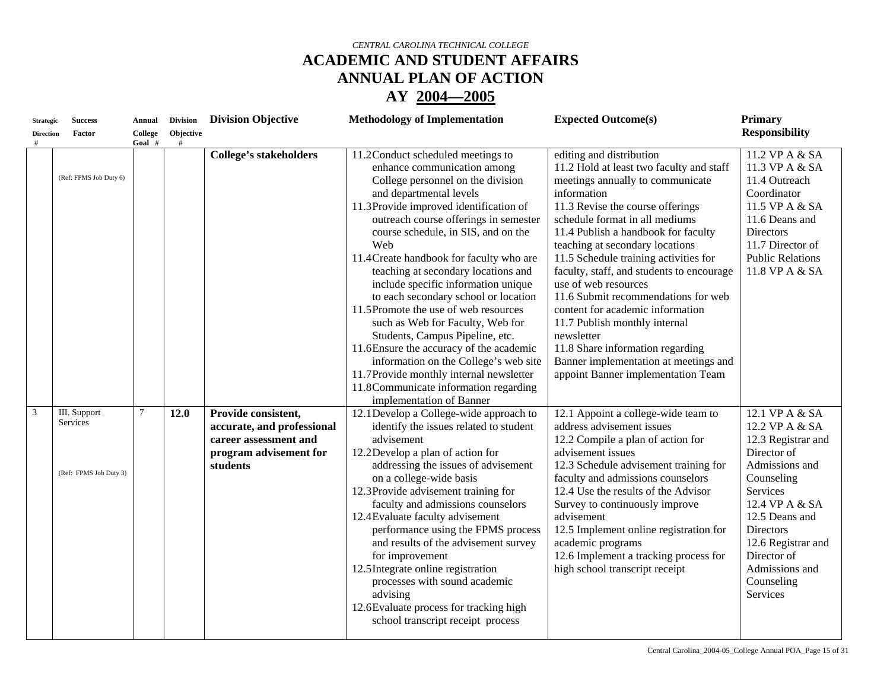*CENTRAL CAROLINA TECHNICAL COLLEGE*

# ACADEMIC AND STUDENT AFFAIRS
# ANNUAL PLAN OF ACTION
# AY 2004—2005

| Strategic Direction # | Success Factor | Annual College Goal # | Division Objective # | Division Objective | Methodology of Implementation | Expected Outcome(s) | Primary Responsibility |
|---|---|---|---|---|---|---|---|
| | (Ref: FPMS Job Duty 6) | | | **College's stakeholders** | 11.2 Conduct scheduled meetings to enhance communication among College personnel on the division and departmental levels<br>11.3 Provide improved identification of outreach course offerings in semester course schedule, in SIS, and on the Web<br>11.4 Create handbook for faculty who are teaching at secondary locations and include specific information unique to each secondary school or location<br>11.5 Promote the use of web resources such as Web for Faculty, Web for Students, Campus Pipeline, etc.<br>11.6 Ensure the accuracy of the academic information on the College's web site<br>11.7 Provide monthly internal newsletter<br>11.8 Communicate information regarding implementation of Banner | editing and distribution<br>11.2 Hold at least two faculty and staff meetings annually to communicate information<br>11.3 Revise the course offerings schedule format in all mediums<br>11.4 Publish a handbook for faculty teaching at secondary locations<br>11.5 Schedule training activities for faculty, staff, and students to encourage use of web resources<br>11.6 Submit recommendations for web content for academic information<br>11.7 Publish monthly internal newsletter<br>11.8 Share information regarding Banner implementation at meetings and appoint Banner implementation Team | 11.2 VP A & SA<br>11.3 VP A & SA<br>11.4 Outreach Coordinator<br>11.5 VP A & SA<br>11.6 Deans and Directors<br>11.7 Director of Public Relations<br>11.8 VP A & SA |
| 3 | III. Support Services<br><br>(Ref: FPMS Job Duty 3) | 7 | **12.0** | **Provide consistent, accurate, and professional career assessment and program advisement for students** | 12.1 Develop a College-wide approach to identify the issues related to student advisement<br>12.2 Develop a plan of action for addressing the issues of advisement on a college-wide basis<br>12.3 Provide advisement training for faculty and admissions counselors<br>12.4 Evaluate faculty advisement performance using the FPMS process and results of the advisement survey for improvement<br>12.5 Integrate online registration processes with sound academic advising<br>12.6 Evaluate process for tracking high school transcript receipt process | 12.1 Appoint a college-wide team to address advisement issues<br>12.2 Compile a plan of action for advisement issues<br>12.3 Schedule advisement training for faculty and admissions counselors<br>12.4 Use the results of the Advisor Survey to continuously improve advisement<br>12.5 Implement online registration for academic programs<br>12.6 Implement a tracking process for high school transcript receipt | 12.1 VP A & SA<br>12.2 VP A & SA<br>12.3 Registrar and Director of Admissions and Counseling Services<br>12.4 VP A & SA<br>12.5 Deans and Directors<br>12.6 Registrar and Director of Admissions and Counseling Services |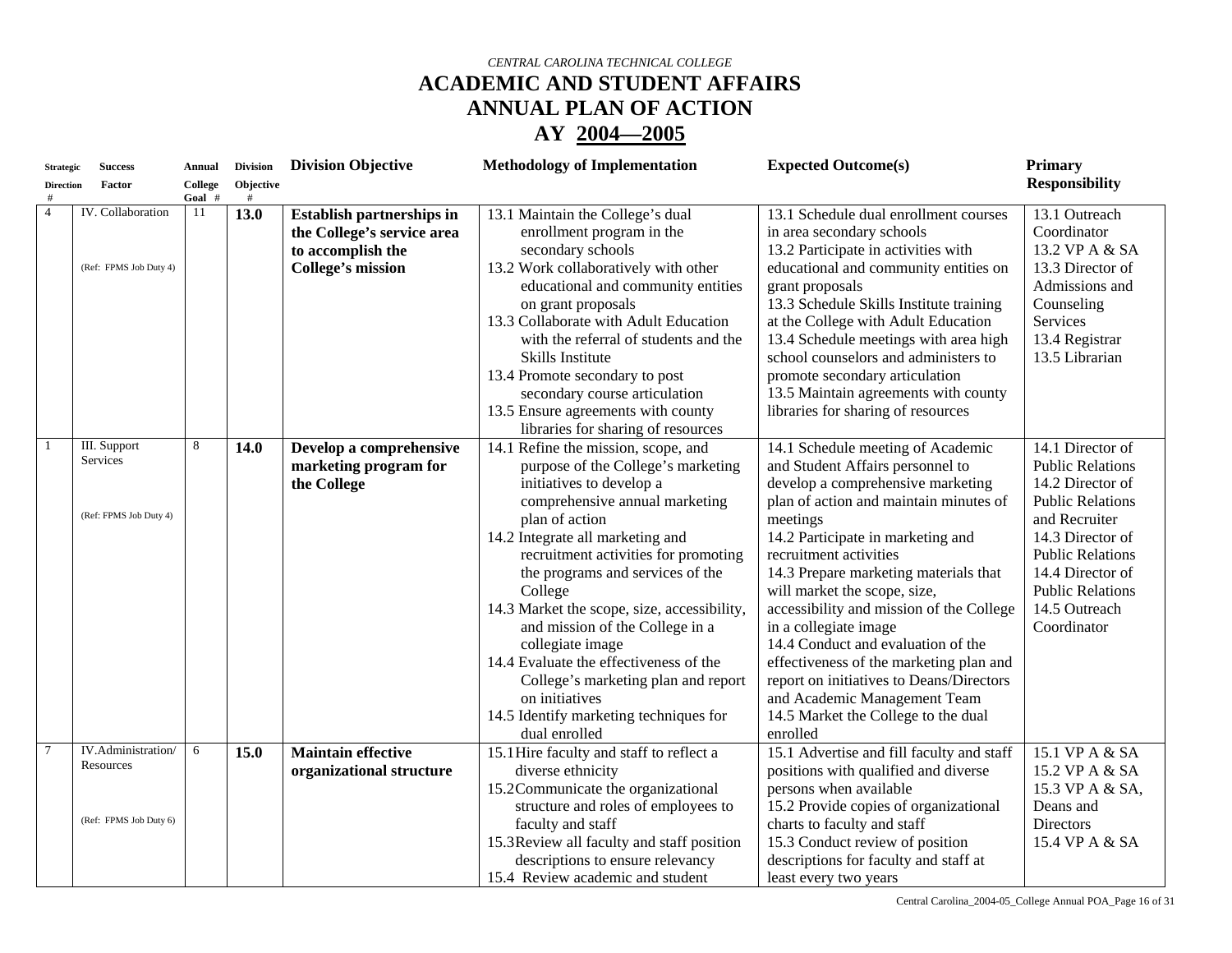*CENTRAL CAROLINA TECHNICAL COLLEGE*

# ACADEMIC AND STUDENT AFFAIRS
# ANNUAL PLAN OF ACTION
# AY 2004—2005

| Strategic Direction # | Success Factor | Annual College Goal # | Division Objective # | Division Objective | Methodology of Implementation | Expected Outcome(s) | Primary Responsibility |
|---|---|---|---|---|---|---|---|
| 4 | IV. Collaboration<br><br>(Ref: FPMS Job Duty 4) | 11 | **13.0** | **Establish partnerships in the College's service area to accomplish the College's mission** | 13.1 Maintain the College's dual enrollment program in the secondary schools<br>13.2 Work collaboratively with other educational and community entities on grant proposals<br>13.3 Collaborate with Adult Education with the referral of students and the Skills Institute<br>13.4 Promote secondary to post secondary course articulation<br>13.5 Ensure agreements with county libraries for sharing of resources | 13.1 Schedule dual enrollment courses in area secondary schools<br>13.2 Participate in activities with educational and community entities on grant proposals<br>13.3 Schedule Skills Institute training at the College with Adult Education<br>13.4 Schedule meetings with area high school counselors and administers to promote secondary articulation<br>13.5 Maintain agreements with county libraries for sharing of resources | 13.1 Outreach Coordinator<br>13.2 VP A & SA<br>13.3 Director of Admissions and Counseling Services<br>13.4 Registrar<br>13.5 Librarian |
| 1 | III. Support Services<br><br>(Ref: FPMS Job Duty 4) | 8 | **14.0** | **Develop a comprehensive marketing program for the College** | 14.1 Refine the mission, scope, and purpose of the College's marketing initiatives to develop a comprehensive annual marketing plan of action<br>14.2 Integrate all marketing and recruitment activities for promoting the programs and services of the College<br>14.3 Market the scope, size, accessibility, and mission of the College in a collegiate image<br>14.4 Evaluate the effectiveness of the College's marketing plan and report on initiatives<br>14.5 Identify marketing techniques for dual enrolled | 14.1 Schedule meeting of Academic and Student Affairs personnel to develop a comprehensive marketing plan of action and maintain minutes of meetings<br>14.2 Participate in marketing and recruitment activities<br>14.3 Prepare marketing materials that will market the scope, size, accessibility and mission of the College in a collegiate image<br>14.4 Conduct and evaluation of the effectiveness of the marketing plan and report on initiatives to Deans/Directors and Academic Management Team<br>14.5 Market the College to the dual enrolled | 14.1 Director of Public Relations<br>14.2 Director of Public Relations and Recruiter<br>14.3 Director of Public Relations<br>14.4 Director of Public Relations<br>14.5 Outreach Coordinator |
| 7 | IV.Administration/ Resources<br><br>(Ref: FPMS Job Duty 6) | 6 | **15.0** | **Maintain effective organizational structure** | 15.1 Hire faculty and staff to reflect a diverse ethnicity<br>15.2 Communicate the organizational structure and roles of employees to faculty and staff<br>15.3 Review all faculty and staff position descriptions to ensure relevancy<br>15.4 Review academic and student | 15.1 Advertise and fill faculty and staff positions with qualified and diverse persons when available<br>15.2 Provide copies of organizational charts to faculty and staff<br>15.3 Conduct review of position descriptions for faculty and staff at least every two years | 15.1 VP A & SA<br>15.2 VP A & SA<br>15.3 VP A & SA, Deans and Directors<br>15.4 VP A & SA |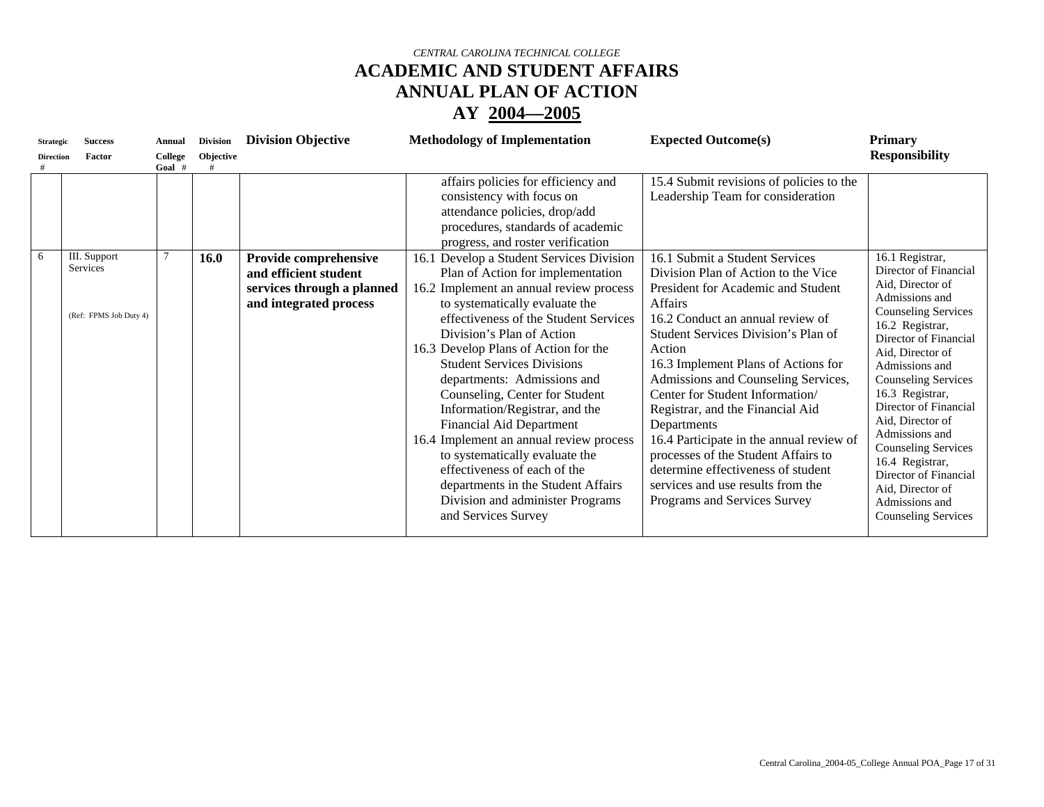*CENTRAL CAROLINA TECHNICAL COLLEGE*

# ACADEMIC AND STUDENT AFFAIRS
# ANNUAL PLAN OF ACTION
# AY 2004—2005

| Strategic Direction # | Success Factor | Annual College Goal # | Division Objective # | Division Objective | Methodology of Implementation | Expected Outcome(s) | Primary Responsibility |
|---|---|---|---|---|---|---|---|
| | | | | | affairs policies for efficiency and consistency with focus on attendance policies, drop/add procedures, standards of academic progress, and roster verification | 15.4 Submit revisions of policies to the Leadership Team for consideration | |
| 6 | III. Support Services<br><br>(Ref: FPMS Job Duty 4) | 7 | **16.0** | **Provide comprehensive and efficient student services through a planned and integrated process** | 16.1 Develop a Student Services Division Plan of Action for implementation<br>16.2 Implement an annual review process to systematically evaluate the effectiveness of the Student Services Division's Plan of Action<br>16.3 Develop Plans of Action for the Student Services Divisions departments: Admissions and Counseling, Center for Student Information/Registrar, and the Financial Aid Department<br>16.4 Implement an annual review process to systematically evaluate the effectiveness of each of the departments in the Student Affairs Division and administer Programs and Services Survey | 16.1 Submit a Student Services Division Plan of Action to the Vice President for Academic and Student Affairs<br>16.2 Conduct an annual review of Student Services Division's Plan of Action<br>16.3 Implement Plans of Actions for Admissions and Counseling Services, Center for Student Information/ Registrar, and the Financial Aid Departments<br>16.4 Participate in the annual review of processes of the Student Affairs to determine effectiveness of student services and use results from the Programs and Services Survey | 16.1 Registrar, Director of Financial Aid, Director of Admissions and Counseling Services<br>16.2 Registrar, Director of Financial Aid, Director of Admissions and Counseling Services<br>16.3 Registrar, Director of Financial Aid, Director of Admissions and Counseling Services<br>16.4 Registrar, Director of Financial Aid, Director of Admissions and Counseling Services |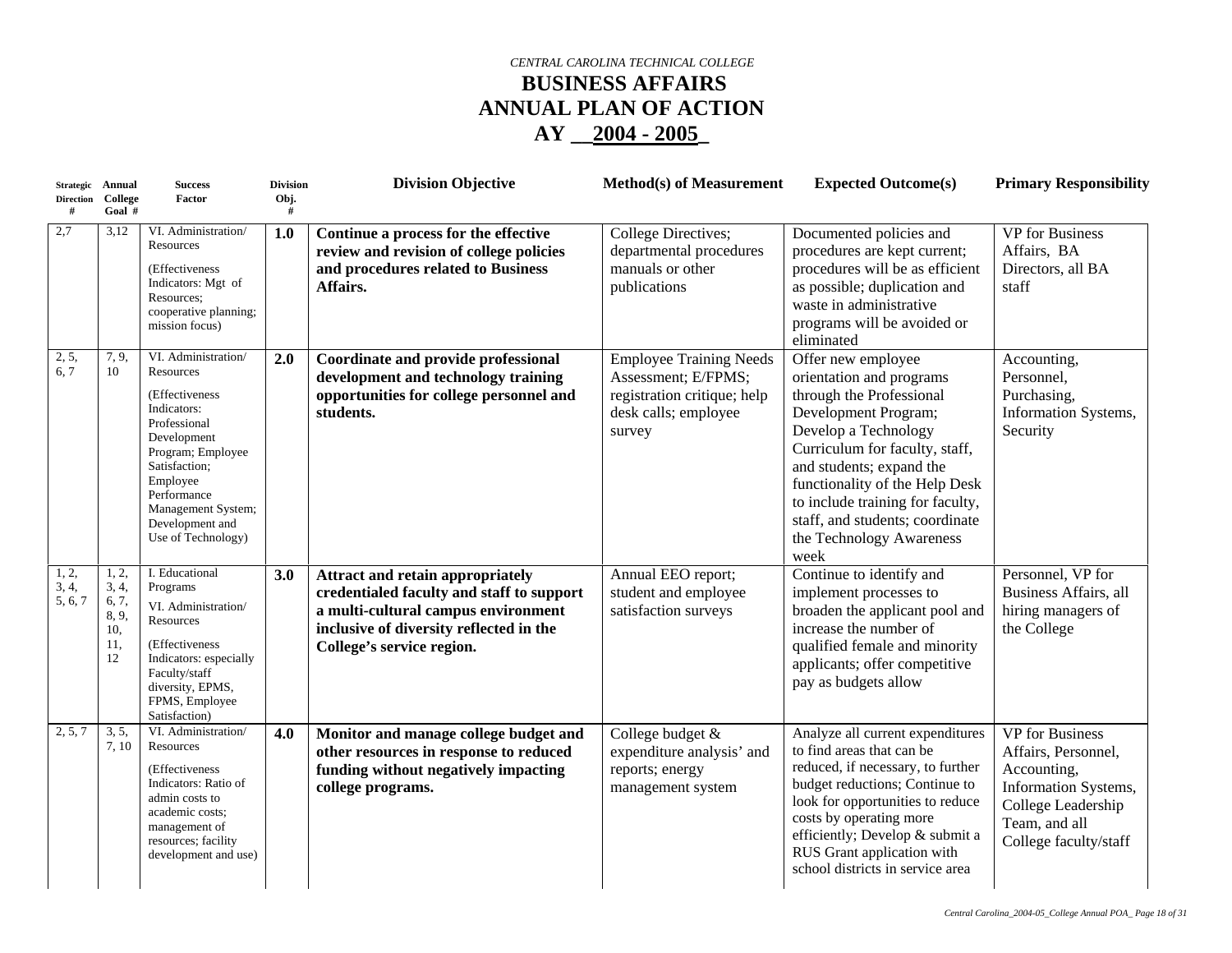*CENTRAL CAROLINA TECHNICAL COLLEGE*

# BUSINESS AFFAIRS
# ANNUAL PLAN OF ACTION
# AY __2004 - 2005_

| Strategic Direction # | Annual College Goal # | Success Factor | Division Obj. # | Division Objective | Method(s) of Measurement | Expected Outcome(s) | Primary Responsibility |
|---|---|---|---|---|---|---|---|
| 2,7 | 3,12 | VI. Administration/ Resources (Effectiveness Indicators: Mgt of Resources; cooperative planning; mission focus) | **1.0** | **Continue a process for the effective review and revision of college policies and procedures related to Business Affairs.** | College Directives; departmental procedures manuals or other publications | Documented policies and procedures are kept current; procedures will be as efficient as possible; duplication and waste in administrative programs will be avoided or eliminated | VP for Business Affairs, BA Directors, all BA staff |
| 2, 5, 6, 7 | 7, 9, 10 | VI. Administration/ Resources (Effectiveness Indicators: Professional Development Program; Employee Satisfaction; Employee Performance Management System; Development and Use of Technology) | **2.0** | **Coordinate and provide professional development and technology training opportunities for college personnel and students.** | Employee Training Needs Assessment; E/FPMS; registration critique; help desk calls; employee survey | Offer new employee orientation and programs through the Professional Development Program; Develop a Technology Curriculum for faculty, staff, and students; expand the functionality of the Help Desk to include training for faculty, staff, and students; coordinate the Technology Awareness week | Accounting, Personnel, Purchasing, Information Systems, Security |
| 1, 2, 3, 4, 5, 6, 7 | 1, 2, 3, 4, 6, 7, 8, 9, 10, 11, 12 | I. Educational Programs VI. Administration/ Resources (Effectiveness Indicators: especially Faculty/staff diversity, EPMS, FPMS, Employee Satisfaction) | **3.0** | **Attract and retain appropriately credentialed faculty and staff to support a multi-cultural campus environment inclusive of diversity reflected in the College's service region.** | Annual EEO report; student and employee satisfaction surveys | Continue to identify and implement processes to broaden the applicant pool and increase the number of qualified female and minority applicants; offer competitive pay as budgets allow | Personnel, VP for Business Affairs, all hiring managers of the College |
| 2, 5, 7 | 3, 5, 7, 10 | VI. Administration/ Resources (Effectiveness Indicators: Ratio of admin costs to academic costs; management of resources; facility development and use) | **4.0** | **Monitor and manage college budget and other resources in response to reduced funding without negatively impacting college programs.** | College budget & expenditure analysis' and reports; energy management system | Analyze all current expenditures to find areas that can be reduced, if necessary, to further budget reductions; Continue to look for opportunities to reduce costs by operating more efficiently; Develop & submit a RUS Grant application with school districts in service area | VP for Business Affairs, Personnel, Accounting, Information Systems, College Leadership Team, and all College faculty/staff |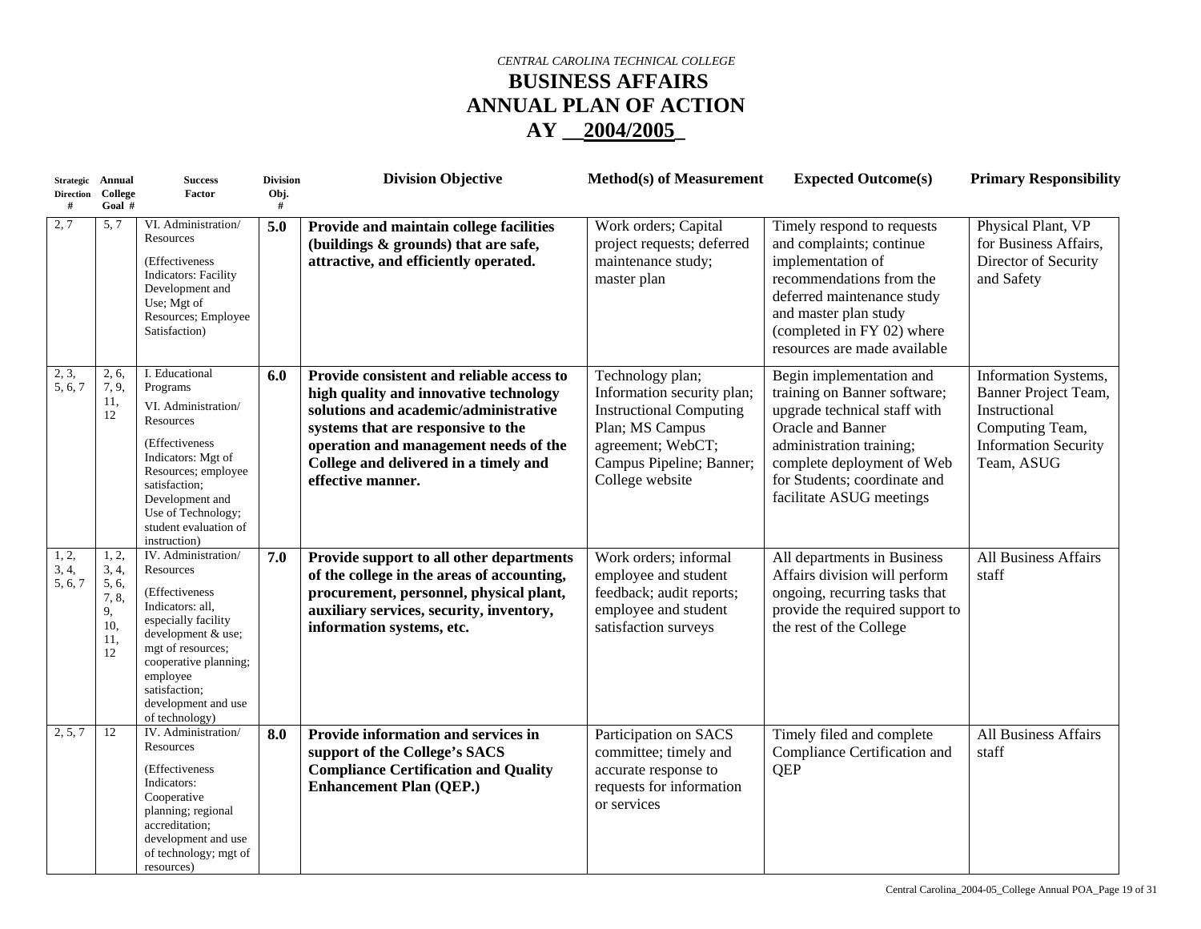*CENTRAL CAROLINA TECHNICAL COLLEGE*

# BUSINESS AFFAIRS
# ANNUAL PLAN OF ACTION
# AY __2004/2005_

| Strategic Direction # | Annual College Goal # | Success Factor | Division Obj. # | Division Objective | Method(s) of Measurement | Expected Outcome(s) | Primary Responsibility |
|---|---|---|---|---|---|---|---|
| 2, 7 | 5, 7 | VI. Administration/ Resources (Effectiveness Indicators: Facility Development and Use; Mgt of Resources; Employee Satisfaction) | **5.0** | **Provide and maintain college facilities (buildings & grounds) that are safe, attractive, and efficiently operated.** | Work orders; Capital project requests; deferred maintenance study; master plan | Timely respond to requests and complaints; continue implementation of recommendations from the deferred maintenance study and master plan study (completed in FY 02) where resources are made available | Physical Plant, VP for Business Affairs, Director of Security and Safety |
| 2, 3, 5, 6, 7 | 2, 6, 7, 9, 11, 12 | I. Educational Programs VI. Administration/ Resources (Effectiveness Indicators: Mgt of Resources; employee satisfaction; Development and Use of Technology; student evaluation of instruction) | **6.0** | **Provide consistent and reliable access to high quality and innovative technology solutions and academic/administrative systems that are responsive to the operation and management needs of the College and delivered in a timely and effective manner.** | Technology plan; Information security plan; Instructional Computing Plan; MS Campus agreement; WebCT; Campus Pipeline; Banner; College website | Begin implementation and training on Banner software; upgrade technical staff with Oracle and Banner administration training; complete deployment of Web for Students; coordinate and facilitate ASUG meetings | Information Systems, Banner Project Team, Instructional Computing Team, Information Security Team, ASUG |
| 1, 2, 3, 4, 5, 6, 7 | 1, 2, 3, 4, 5, 6, 7, 8, 9, 10, 11, 12 | IV. Administration/ Resources (Effectiveness Indicators: all, especially facility development & use; mgt of resources; cooperative planning; employee satisfaction; development and use of technology) | **7.0** | **Provide support to all other departments of the college in the areas of accounting, procurement, personnel, physical plant, auxiliary services, security, inventory, information systems, etc.** | Work orders; informal employee and student feedback; audit reports; employee and student satisfaction surveys | All departments in Business Affairs division will perform ongoing, recurring tasks that provide the required support to the rest of the College | All Business Affairs staff |
| 2, 5, 7 | 12 | IV. Administration/ Resources (Effectiveness Indicators: Cooperative planning; regional accreditation; development and use of technology; mgt of resources) | **8.0** | **Provide information and services in support of the College's SACS Compliance Certification and Quality Enhancement Plan (QEP.)** | Participation on SACS committee; timely and accurate response to requests for information or services | Timely filed and complete Compliance Certification and QEP | All Business Affairs staff |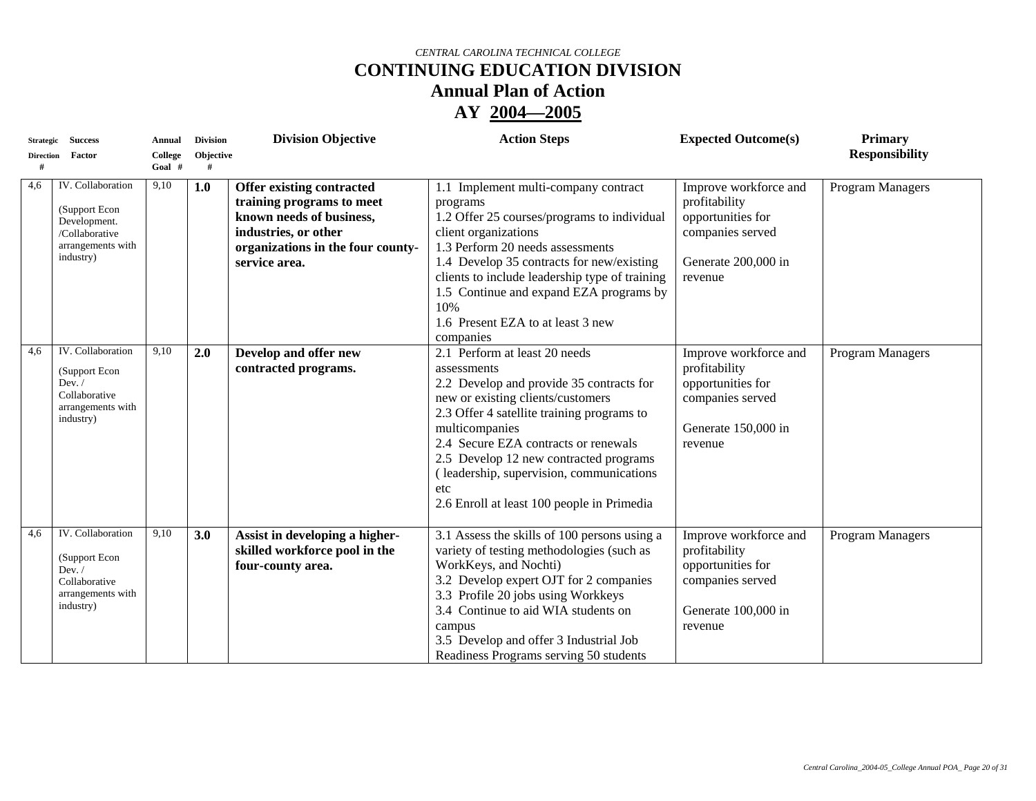*CENTRAL CAROLINA TECHNICAL COLLEGE*

# CONTINUING EDUCATION DIVISION

## Annual Plan of Action

## AY 2004—2005

| Strategic Direction # | Success Factor | Annual College Goal # | Division Objective # | Division Objective | Action Steps | Expected Outcome(s) | Primary Responsibility |
|---|---|---|---|---|---|---|---|
| 4,6 | IV. Collaboration (Support Econ Development. /Collaborative arrangements with industry) | 9,10 | **1.0** | **Offer existing contracted training programs to meet known needs of business, industries, or other organizations in the four county-service area.** | 1.1 Implement multi-company contract programs<br>1.2 Offer 25 courses/programs to individual client organizations<br>1.3 Perform 20 needs assessments<br>1.4 Develop 35 contracts for new/existing clients to include leadership type of training<br>1.5 Continue and expand EZA programs by 10%<br>1.6 Present EZA to at least 3 new companies | Improve workforce and profitability opportunities for companies served<br><br>Generate 200,000 in revenue | Program Managers |
| 4,6 | IV. Collaboration (Support Econ Dev. / Collaborative arrangements with industry) | 9,10 | **2.0** | **Develop and offer new contracted programs.** | 2.1 Perform at least 20 needs assessments<br>2.2 Develop and provide 35 contracts for new or existing clients/customers<br>2.3 Offer 4 satellite training programs to multicompanies<br>2.4 Secure EZA contracts or renewals<br>2.5 Develop 12 new contracted programs ( leadership, supervision, communications etc<br>2.6 Enroll at least 100 people in Primedia | Improve workforce and profitability opportunities for companies served<br><br>Generate 150,000 in revenue | Program Managers |
| 4,6 | IV. Collaboration (Support Econ Dev. / Collaborative arrangements with industry) | 9,10 | **3.0** | **Assist in developing a higher-skilled workforce pool in the four-county area.** | 3.1 Assess the skills of 100 persons using a variety of testing methodologies (such as WorkKeys, and Nochti)<br>3.2 Develop expert OJT for 2 companies<br>3.3 Profile 20 jobs using Workkeys<br>3.4 Continue to aid WIA students on campus<br>3.5 Develop and offer 3 Industrial Job Readiness Programs serving 50 students | Improve workforce and profitability opportunities for companies served<br><br>Generate 100,000 in revenue | Program Managers |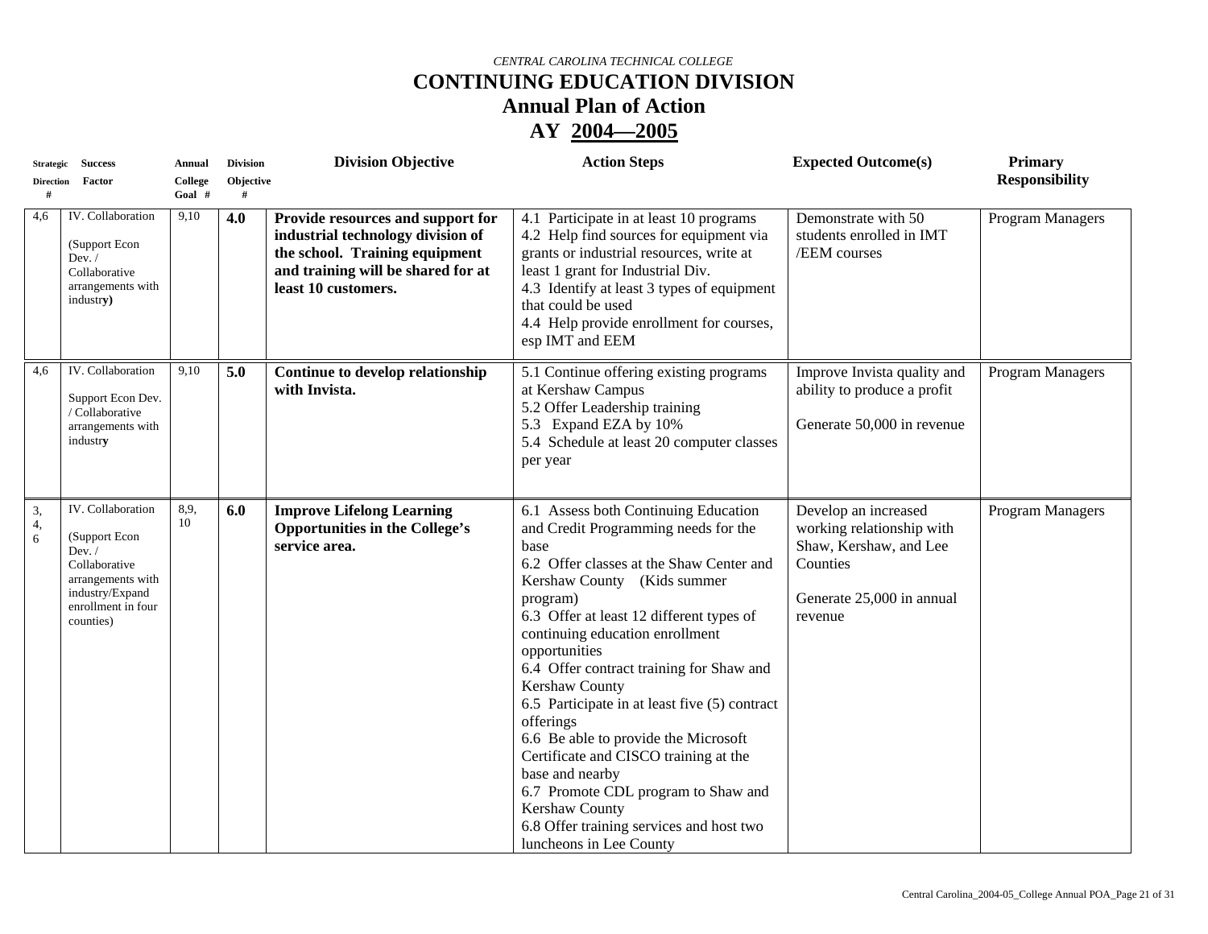*CENTRAL CAROLINA TECHNICAL COLLEGE*

# CONTINUING EDUCATION DIVISION

## Annual Plan of Action

## AY 2004—2005

| Strategic Direction # | Success Factor | Annual College Goal # | Division Objective # | Division Objective | Action Steps | Expected Outcome(s) | Primary Responsibility |
|---|---|---|---|---|---|---|---|
| 4,6 | IV. Collaboration<br><br>(Support Econ Dev. / Collaborative arrangements with industry) | 9,10 | **4.0** | **Provide resources and support for industrial technology division of the school. Training equipment and training will be shared for at least 10 customers.** | 4.1 Participate in at least 10 programs<br>4.2 Help find sources for equipment via grants or industrial resources, write at least 1 grant for Industrial Div.<br>4.3 Identify at least 3 types of equipment that could be used<br>4.4 Help provide enrollment for courses, esp IMT and EEM | Demonstrate with 50 students enrolled in IMT /EEM courses | Program Managers |
| 4,6 | IV. Collaboration<br><br>Support Econ Dev. / Collaborative arrangements with industry | 9,10 | **5.0** | **Continue to develop relationship with Invista.** | 5.1 Continue offering existing programs at Kershaw Campus<br>5.2 Offer Leadership training<br>5.3 Expand EZA by 10%<br>5.4 Schedule at least 20 computer classes per year | Improve Invista quality and ability to produce a profit<br><br>Generate 50,000 in revenue | Program Managers |
| 3, 4, 6 | IV. Collaboration<br><br>(Support Econ Dev. / Collaborative arrangements with industry/Expand enrollment in four counties) | 8,9, 10 | **6.0** | **Improve Lifelong Learning Opportunities in the College's service area.** | 6.1 Assess both Continuing Education and Credit Programming needs for the base<br>6.2 Offer classes at the Shaw Center and Kershaw County (Kids summer program)<br>6.3 Offer at least 12 different types of continuing education enrollment opportunities<br>6.4 Offer contract training for Shaw and Kershaw County<br>6.5 Participate in at least five (5) contract offerings<br>6.6 Be able to provide the Microsoft Certificate and CISCO training at the base and nearby<br>6.7 Promote CDL program to Shaw and Kershaw County<br>6.8 Offer training services and host two luncheons in Lee County | Develop an increased working relationship with Shaw, Kershaw, and Lee Counties<br><br>Generate 25,000 in annual revenue | Program Managers |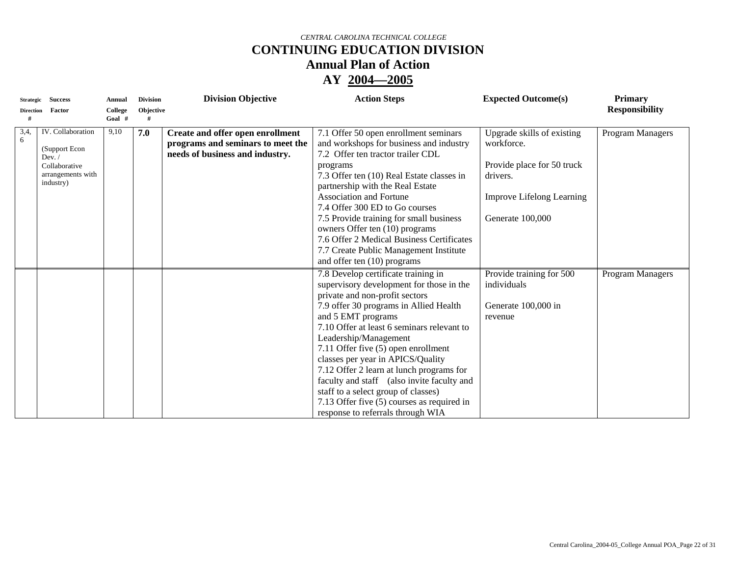*CENTRAL CAROLINA TECHNICAL COLLEGE*

# CONTINUING EDUCATION DIVISION

## Annual Plan of Action

## AY 2004—2005

| Strategic Direction # | Success Factor | Annual College Goal # | Division Objective # | Division Objective | Action Steps | Expected Outcome(s) | Primary Responsibility |
|---|---|---|---|---|---|---|---|
| 3,4, 6 | IV. Collaboration (Support Econ Dev. / Collaborative arrangements with industry) | 9,10 | **7.0** | **Create and offer open enrollment programs and seminars to meet the needs of business and industry.** | 7.1 Offer 50 open enrollment seminars and workshops for business and industry<br>7.2 Offer ten tractor trailer CDL programs<br>7.3 Offer ten (10) Real Estate classes in partnership with the Real Estate Association and Fortune<br>7.4 Offer 300 ED to Go courses<br>7.5 Provide training for small business owners Offer ten (10) programs<br>7.6 Offer 2 Medical Business Certificates<br>7.7 Create Public Management Institute and offer ten (10) programs | Upgrade skills of existing workforce.<br><br>Provide place for 50 truck drivers.<br><br>Improve Lifelong Learning<br><br>Generate 100,000 | Program Managers |
| | | | | | 7.8 Develop certificate training in supervisory development for those in the private and non-profit sectors<br>7.9 offer 30 programs in Allied Health and 5 EMT programs<br>7.10 Offer at least 6 seminars relevant to Leadership/Management<br>7.11 Offer five (5) open enrollment classes per year in APICS/Quality<br>7.12 Offer 2 learn at lunch programs for faculty and staff (also invite faculty and staff to a select group of classes)<br>7.13 Offer five (5) courses as required in response to referrals through WIA | Provide training for 500 individuals<br><br>Generate 100,000 in revenue | Program Managers |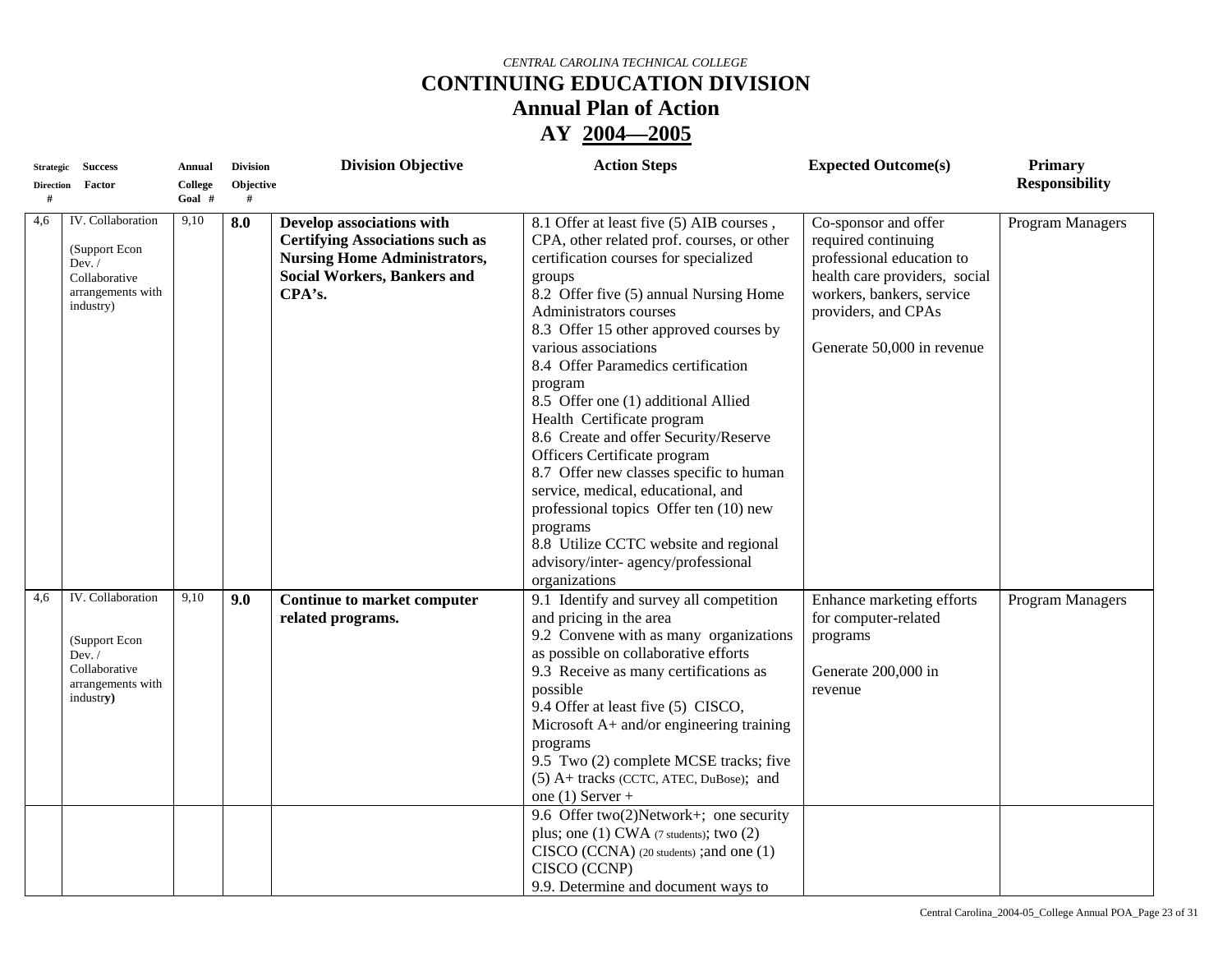*CENTRAL CAROLINA TECHNICAL COLLEGE*

# CONTINUING EDUCATION DIVISION

## Annual Plan of Action

## AY 2004—2005

| Strategic Direction # | Success Factor | Annual College Goal # | Division Objective # | Division Objective | Action Steps | Expected Outcome(s) | Primary Responsibility |
|---|---|---|---|---|---|---|---|
| 4,6 | IV. Collaboration<br><br>(Support Econ Dev. / Collaborative arrangements with industry) | 9,10 | **8.0** | **Develop associations with Certifying Associations such as Nursing Home Administrators, Social Workers, Bankers and CPA's.** | 8.1 Offer at least five (5) AIB courses , CPA, other related prof. courses, or other certification courses for specialized groups<br>8.2 Offer five (5) annual Nursing Home Administrators courses<br>8.3 Offer 15 other approved courses by various associations<br>8.4 Offer Paramedics certification program<br>8.5 Offer one (1) additional Allied Health Certificate program<br>8.6 Create and offer Security/Reserve Officers Certificate program<br>8.7 Offer new classes specific to human service, medical, educational, and professional topics Offer ten (10) new programs<br>8.8 Utilize CCTC website and regional advisory/inter- agency/professional organizations | Co-sponsor and offer required continuing professional education to health care providers, social workers, bankers, service providers, and CPAs<br><br>Generate 50,000 in revenue | Program Managers |
| 4,6 | IV. Collaboration<br><br>(Support Econ Dev. / Collaborative arrangements with industry) | 9,10 | **9.0** | **Continue to market computer related programs.** | 9.1 Identify and survey all competition and pricing in the area<br>9.2 Convene with as many organizations as possible on collaborative efforts<br>9.3 Receive as many certifications as possible<br>9.4 Offer at least five (5) CISCO, Microsoft A+ and/or engineering training programs<br>9.5 Two (2) complete MCSE tracks; five (5) A+ tracks (CCTC, ATEC, DuBose); and one (1) Server + | Enhance marketing efforts for computer-related programs<br><br>Generate 200,000 in revenue | Program Managers |
| | | | | | 9.6 Offer two(2)Network+; one security plus; one (1) CWA (7 students); two (2) CISCO (CCNA) (20 students) ;and one (1) CISCO (CCNP)<br>9.9. Determine and document ways to | | |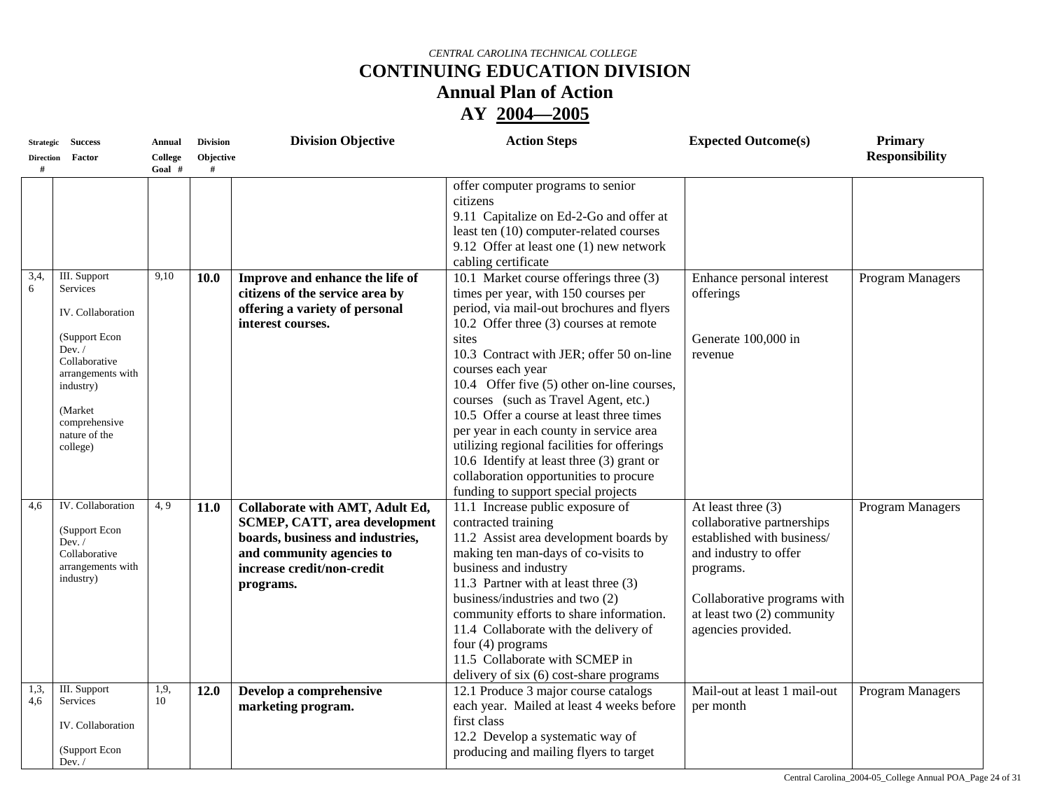*CENTRAL CAROLINA TECHNICAL COLLEGE*

# CONTINUING EDUCATION DIVISION

## Annual Plan of Action

## AY 2004—2005

| Strategic Direction # | Success Factor | Annual College Goal # | Division Objective # | Division Objective | Action Steps | Expected Outcome(s) | Primary Responsibility |
|---|---|---|---|---|---|---|---|
| | | | | | offer computer programs to senior citizens<br>9.11 Capitalize on Ed-2-Go and offer at least ten (10) computer-related courses<br>9.12 Offer at least one (1) new network cabling certificate | | |
| 3,4, 6 | III. Support Services<br><br>IV. Collaboration<br><br>(Support Econ Dev. / Collaborative arrangements with industry)<br><br>(Market comprehensive nature of the college) | 9,10 | **10.0** | **Improve and enhance the life of citizens of the service area by offering a variety of personal interest courses.** | 10.1 Market course offerings three (3) times per year, with 150 courses per period, via mail-out brochures and flyers<br>10.2 Offer three (3) courses at remote sites<br>10.3 Contract with JER; offer 50 on-line courses each year<br>10.4 Offer five (5) other on-line courses, courses (such as Travel Agent, etc.)<br>10.5 Offer a course at least three times per year in each county in service area utilizing regional facilities for offerings<br>10.6 Identify at least three (3) grant or collaboration opportunities to procure funding to support special projects | Enhance personal interest offerings<br><br>Generate 100,000 in revenue | Program Managers |
| 4,6 | IV. Collaboration<br><br>(Support Econ Dev. / Collaborative arrangements with industry) | 4, 9 | **11.0** | **Collaborate with AMT, Adult Ed, SCMEP, CATT, area development boards, business and industries, and community agencies to increase credit/non-credit programs.** | 11.1 Increase public exposure of contracted training<br>11.2 Assist area development boards by making ten man-days of co-visits to business and industry<br>11.3 Partner with at least three (3) business/industries and two (2) community efforts to share information.<br>11.4 Collaborate with the delivery of four (4) programs<br>11.5 Collaborate with SCMEP in delivery of six (6) cost-share programs | At least three (3) collaborative partnerships established with business/ and industry to offer programs.<br><br>Collaborative programs with at least two (2) community agencies provided. | Program Managers |
| 1,3, 4,6 | III. Support Services<br><br>IV. Collaboration<br><br>(Support Econ Dev. / | 1,9, 10 | **12.0** | **Develop a comprehensive marketing program.** | 12.1 Produce 3 major course catalogs each year. Mailed at least 4 weeks before first class<br>12.2 Develop a systematic way of producing and mailing flyers to target | Mail-out at least 1 mail-out per month | Program Managers |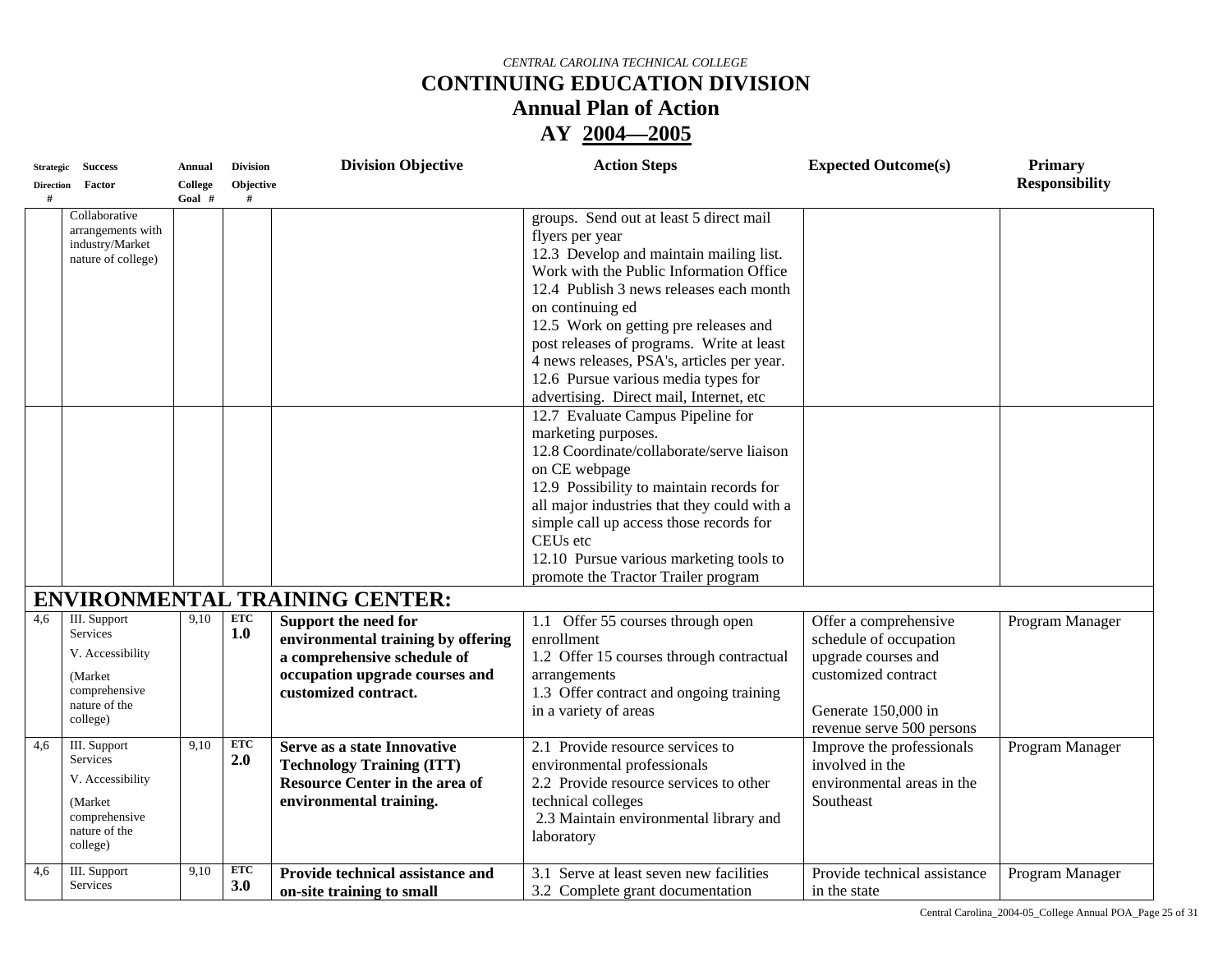*CENTRAL CAROLINA TECHNICAL COLLEGE*

# CONTINUING EDUCATION DIVISION

## Annual Plan of Action

## AY 2004—2005

| Strategic Direction # | Success Factor | Annual College Goal # | Division Objective # | Division Objective | Action Steps | Expected Outcome(s) | Primary Responsibility |
|---|---|---|---|---|---|---|---|
| | Collaborative arrangements with industry/Market nature of college) | | | | groups. Send out at least 5 direct mail flyers per year<br>12.3 Develop and maintain mailing list. Work with the Public Information Office<br>12.4 Publish 3 news releases each month on continuing ed<br>12.5 Work on getting pre releases and post releases of programs. Write at least 4 news releases, PSA's, articles per year.<br>12.6 Pursue various media types for advertising. Direct mail, Internet, etc | | |
| | | | | | 12.7 Evaluate Campus Pipeline for marketing purposes.<br>12.8 Coordinate/collaborate/serve liaison on CE webpage<br>12.9 Possibility to maintain records for all major industries that they could with a simple call up access those records for CEUs etc<br>12.10 Pursue various marketing tools to promote the Tractor Trailer program | | |
| **ENVIRONMENTAL TRAINING CENTER:** | | | | | | | |
| 4,6 | III. Support Services<br>V. Accessibility<br>(Market comprehensive nature of the college) | 9,10 | **ETC 1.0** | **Support the need for environmental training by offering a comprehensive schedule of occupation upgrade courses and customized contract.** | 1.1 Offer 55 courses through open enrollment<br>1.2 Offer 15 courses through contractual arrangements<br>1.3 Offer contract and ongoing training in a variety of areas | Offer a comprehensive schedule of occupation upgrade courses and customized contract<br><br>Generate 150,000 in revenue serve 500 persons | Program Manager |
| 4,6 | III. Support Services<br>V. Accessibility<br>(Market comprehensive nature of the college) | 9,10 | **ETC 2.0** | **Serve as a state Innovative Technology Training (ITT) Resource Center in the area of environmental training.** | 2.1 Provide resource services to environmental professionals<br>2.2 Provide resource services to other technical colleges<br>2.3 Maintain environmental library and laboratory | Improve the professionals involved in the environmental areas in the Southeast | Program Manager |
| 4,6 | III. Support Services | 9,10 | **ETC 3.0** | **Provide technical assistance and on-site training to small** | 3.1 Serve at least seven new facilities<br>3.2 Complete grant documentation | Provide technical assistance in the state | Program Manager |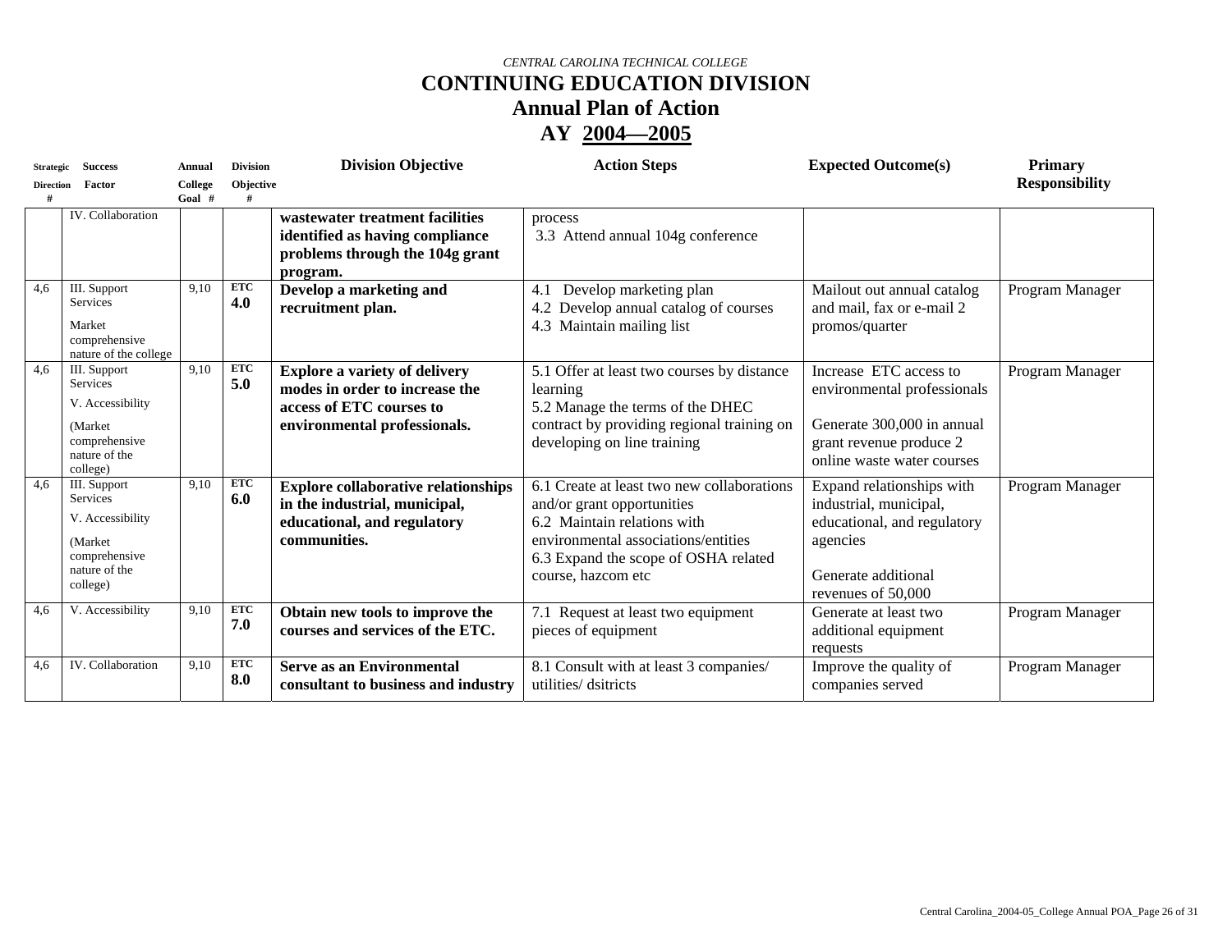*CENTRAL CAROLINA TECHNICAL COLLEGE*

# CONTINUING EDUCATION DIVISION

## Annual Plan of Action

## AY 2004—2005

| Strategic Direction # | Success Factor | Annual College Goal # | Division Objective # | Division Objective | Action Steps | Expected Outcome(s) | Primary Responsibility |
|---|---|---|---|---|---|---|---|
| | IV. Collaboration | | | **wastewater treatment facilities identified as having compliance problems through the 104g grant program.** | process<br>3.3 Attend annual 104g conference | | |
| 4,6 | III. Support Services<br>Market comprehensive nature of the college | 9,10 | **ETC 4.0** | **Develop a marketing and recruitment plan.** | 4.1 Develop marketing plan<br>4.2 Develop annual catalog of courses<br>4.3 Maintain mailing list | Mailout out annual catalog and mail, fax or e-mail 2 promos/quarter | Program Manager |
| 4,6 | III. Support Services<br>V. Accessibility<br>(Market comprehensive nature of the college) | 9,10 | **ETC 5.0** | **Explore a variety of delivery modes in order to increase the access of ETC courses to environmental professionals.** | 5.1 Offer at least two courses by distance learning<br>5.2 Manage the terms of the DHEC contract by providing regional training on developing on line training | Increase ETC access to environmental professionals<br><br>Generate 300,000 in annual grant revenue produce 2 online waste water courses | Program Manager |
| 4,6 | III. Support Services<br>V. Accessibility<br>(Market comprehensive nature of the college) | 9,10 | **ETC 6.0** | **Explore collaborative relationships in the industrial, municipal, educational, and regulatory communities.** | 6.1 Create at least two new collaborations and/or grant opportunities<br>6.2 Maintain relations with environmental associations/entities<br>6.3 Expand the scope of OSHA related course, hazcom etc | Expand relationships with industrial, municipal, educational, and regulatory agencies<br><br>Generate additional revenues of 50,000 | Program Manager |
| 4,6 | V. Accessibility | 9,10 | **ETC 7.0** | **Obtain new tools to improve the courses and services of the ETC.** | 7.1 Request at least two equipment pieces of equipment | Generate at least two additional equipment requests | Program Manager |
| 4,6 | IV. Collaboration | 9,10 | **ETC 8.0** | **Serve as an Environmental consultant to business and industry** | 8.1 Consult with at least 3 companies/ utilities/ dsitricts | Improve the quality of companies served | Program Manager |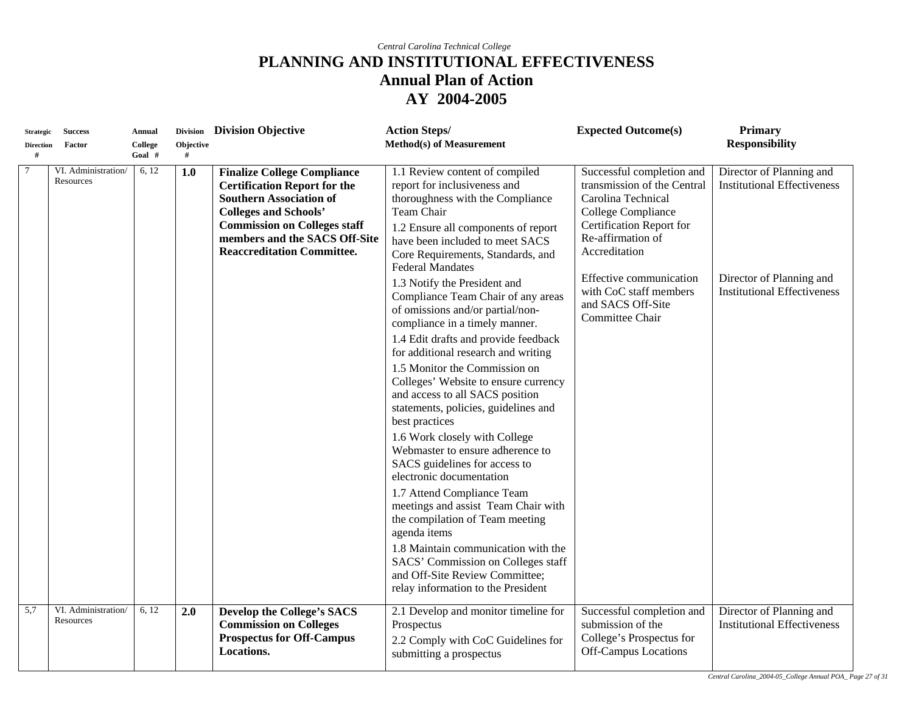*Central Carolina Technical College*

# PLANNING AND INSTITUTIONAL EFFECTIVENESS

## Annual Plan of Action

## AY 2004-2005

| Strategic Direction # | Success Factor | Annual College Goal # | Division Objective # | Division Objective | Action Steps/ Method(s) of Measurement | Expected Outcome(s) | Primary Responsibility |
|---|---|---|---|---|---|---|---|
| 7 | VI. Administration/ Resources | 6, 12 | **1.0** | **Finalize College Compliance Certification Report for the Southern Association of Colleges and Schools' Commission on Colleges staff members and the SACS Off-Site Reaccreditation Committee.** | 1.1 Review content of compiled report for inclusiveness and thoroughness with the Compliance Team Chair<br>1.2 Ensure all components of report have been included to meet SACS Core Requirements, Standards, and Federal Mandates<br>1.3 Notify the President and Compliance Team Chair of any areas of omissions and/or partial/non-compliance in a timely manner.<br>1.4 Edit drafts and provide feedback for additional research and writing<br>1.5 Monitor the Commission on Colleges' Website to ensure currency and access to all SACS position statements, policies, guidelines and best practices<br>1.6 Work closely with College Webmaster to ensure adherence to SACS guidelines for access to electronic documentation<br>1.7 Attend Compliance Team meetings and assist Team Chair with the compilation of Team meeting agenda items<br>1.8 Maintain communication with the SACS' Commission on Colleges staff and Off-Site Review Committee; relay information to the President | Successful completion and transmission of the Central Carolina Technical College Compliance Certification Report for Re-affirmation of Accreditation<br><br>Effective communication with CoC staff members and SACS Off-Site Committee Chair | Director of Planning and Institutional Effectiveness<br><br>Director of Planning and Institutional Effectiveness |
| 5,7 | VI. Administration/ Resources | 6, 12 | **2.0** | **Develop the College's SACS Commission on Colleges Prospectus for Off-Campus Locations.** | 2.1 Develop and monitor timeline for Prospectus<br>2.2 Comply with CoC Guidelines for submitting a prospectus | Successful completion and submission of the College's Prospectus for Off-Campus Locations | Director of Planning and Institutional Effectiveness |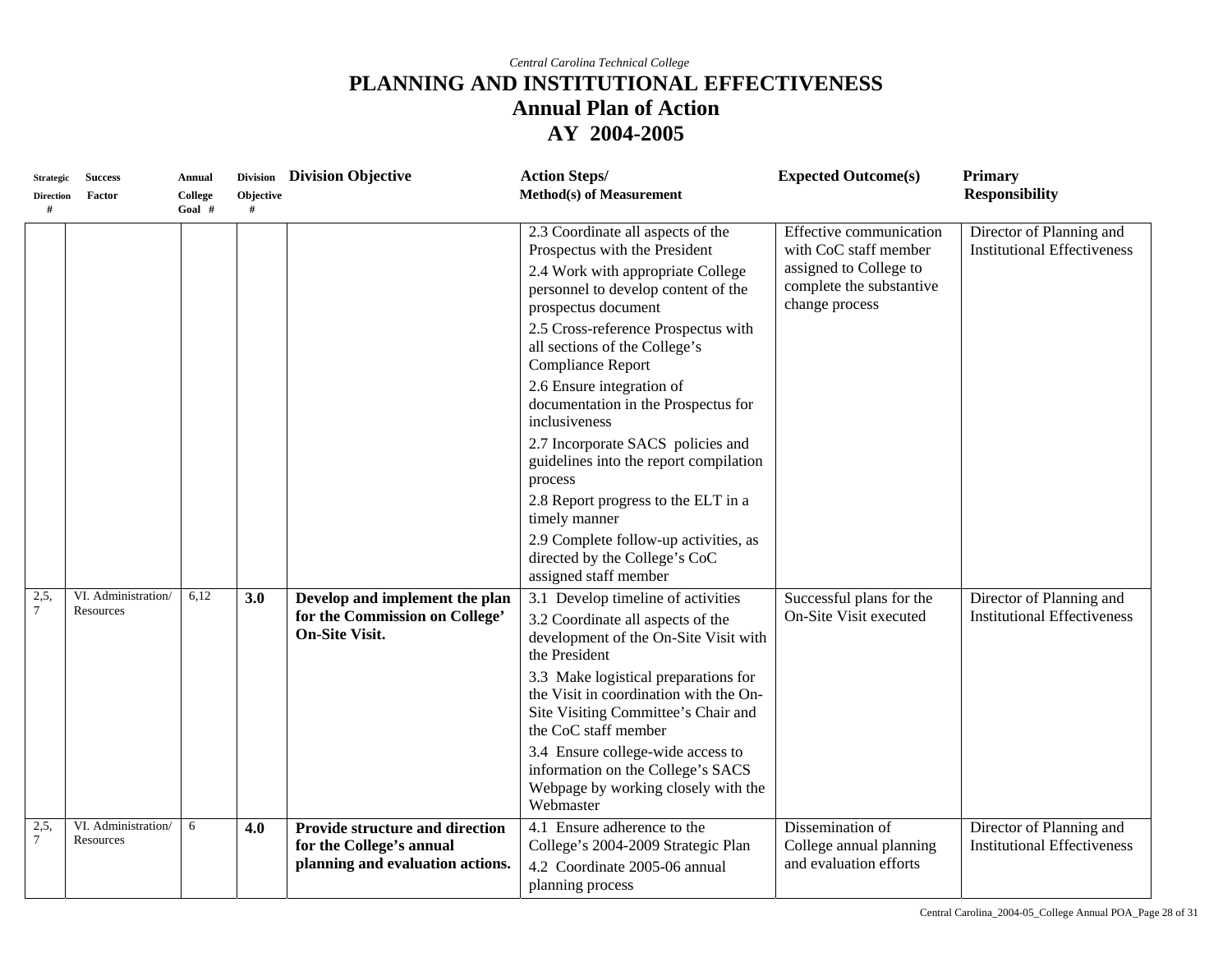*Central Carolina Technical College*

# PLANNING AND INSTITUTIONAL EFFECTIVENESS
## Annual Plan of Action
## AY 2004-2005

| Strategic Direction # | Success Factor | Annual College Goal # | Division Objective # | Division Objective | Action Steps/ Method(s) of Measurement | Expected Outcome(s) | Primary Responsibility |
|---|---|---|---|---|---|---|---|
| | | | | | 2.3 Coordinate all aspects of the Prospectus with the President<br>2.4 Work with appropriate College personnel to develop content of the prospectus document<br>2.5 Cross-reference Prospectus with all sections of the College's Compliance Report<br>2.6 Ensure integration of documentation in the Prospectus for inclusiveness<br>2.7 Incorporate SACS policies and guidelines into the report compilation process<br>2.8 Report progress to the ELT in a timely manner<br>2.9 Complete follow-up activities, as directed by the College's CoC assigned staff member | Effective communication with CoC staff member assigned to College to complete the substantive change process | Director of Planning and Institutional Effectiveness |
| 2,5, 7 | VI. Administration/ Resources | 6,12 | **3.0** | **Develop and implement the plan for the Commission on College' On-Site Visit.** | 3.1 Develop timeline of activities<br>3.2 Coordinate all aspects of the development of the On-Site Visit with the President<br>3.3 Make logistical preparations for the Visit in coordination with the On-Site Visiting Committee's Chair and the CoC staff member<br>3.4 Ensure college-wide access to information on the College's SACS Webpage by working closely with the Webmaster | Successful plans for the On-Site Visit executed | Director of Planning and Institutional Effectiveness |
| 2,5, 7 | VI. Administration/ Resources | 6 | **4.0** | **Provide structure and direction for the College's annual planning and evaluation actions.** | 4.1 Ensure adherence to the College's 2004-2009 Strategic Plan<br>4.2 Coordinate 2005-06 annual planning process | Dissemination of College annual planning and evaluation efforts | Director of Planning and Institutional Effectiveness |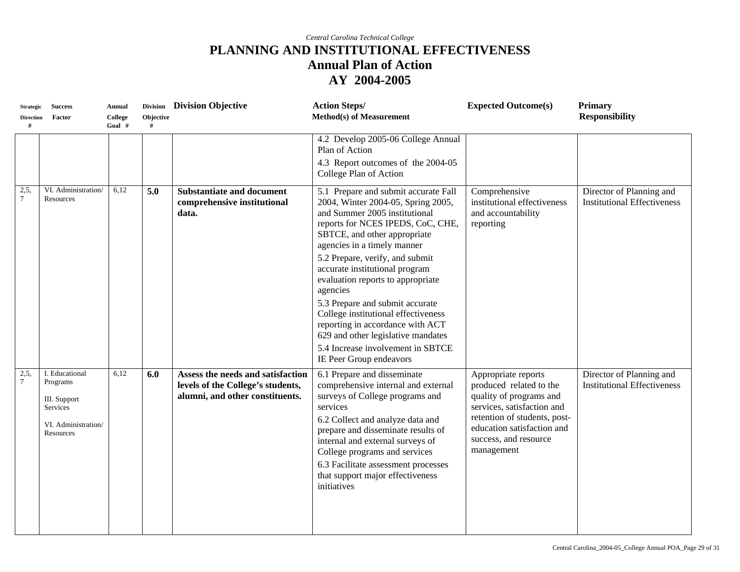*Central Carolina Technical College*

# PLANNING AND INSTITUTIONAL EFFECTIVENESS

## Annual Plan of Action

## AY 2004-2005

| Strategic Direction # | Success Factor | Annual College Goal # | Division Objective # | Division Objective | Action Steps/ Method(s) of Measurement | Expected Outcome(s) | Primary Responsibility |
|---|---|---|---|---|---|---|---|
| | | | | | 4.2 Develop 2005-06 College Annual Plan of Action<br>4.3 Report outcomes of the 2004-05 College Plan of Action | | |
| 2,5, 7 | VI. Administration/ Resources | 6,12 | **5.0** | **Substantiate and document comprehensive institutional data.** | 5.1 Prepare and submit accurate Fall 2004, Winter 2004-05, Spring 2005, and Summer 2005 institutional reports for NCES IPEDS, CoC, CHE, SBTCE, and other appropriate agencies in a timely manner<br>5.2 Prepare, verify, and submit accurate institutional program evaluation reports to appropriate agencies<br>5.3 Prepare and submit accurate College institutional effectiveness reporting in accordance with ACT 629 and other legislative mandates<br>5.4 Increase involvement in SBTCE IE Peer Group endeavors | Comprehensive institutional effectiveness and accountability reporting | Director of Planning and Institutional Effectiveness |
| 2,5, 7 | I. Educational Programs<br>III. Support Services<br>VI. Administration/ Resources | 6,12 | **6.0** | **Assess the needs and satisfaction levels of the College's students, alumni, and other constituents.** | 6.1 Prepare and disseminate comprehensive internal and external surveys of College programs and services<br>6.2 Collect and analyze data and prepare and disseminate results of internal and external surveys of College programs and services<br>6.3 Facilitate assessment processes that support major effectiveness initiatives | Appropriate reports produced related to the quality of programs and services, satisfaction and retention of students, post-education satisfaction and success, and resource management | Director of Planning and Institutional Effectiveness |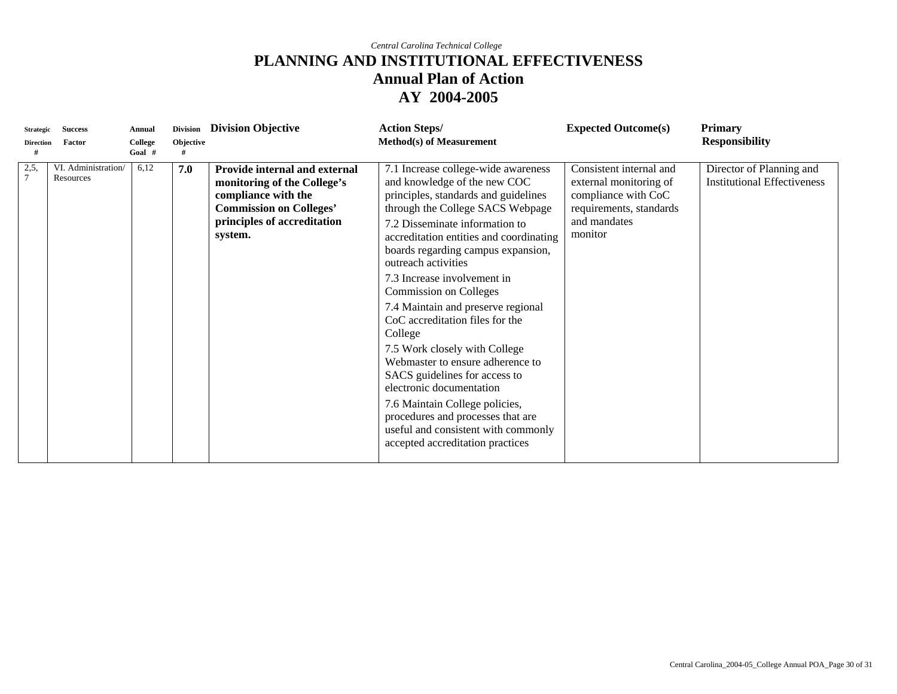*Central Carolina Technical College*

# PLANNING AND INSTITUTIONAL EFFECTIVENESS
## Annual Plan of Action
## AY 2004-2005

| Strategic Direction # | Success Factor | Annual College Goal # | Division Objective # | Division Objective | Action Steps/ Method(s) of Measurement | Expected Outcome(s) | Primary Responsibility |
|---|---|---|---|---|---|---|---|
| 2,5, 7 | VI. Administration/ Resources | 6,12 | **7.0** | **Provide internal and external monitoring of the College's compliance with the Commission on Colleges' principles of accreditation system.** | 7.1 Increase college-wide awareness and knowledge of the new COC principles, standards and guidelines through the College SACS Webpage<br>7.2 Disseminate information to accreditation entities and coordinating boards regarding campus expansion, outreach activities<br>7.3 Increase involvement in Commission on Colleges<br>7.4 Maintain and preserve regional CoC accreditation files for the College<br>7.5 Work closely with College Webmaster to ensure adherence to SACS guidelines for access to electronic documentation<br>7.6 Maintain College policies, procedures and processes that are useful and consistent with commonly accepted accreditation practices | Consistent internal and external monitoring of compliance with CoC requirements, standards and mandates monitor | Director of Planning and Institutional Effectiveness |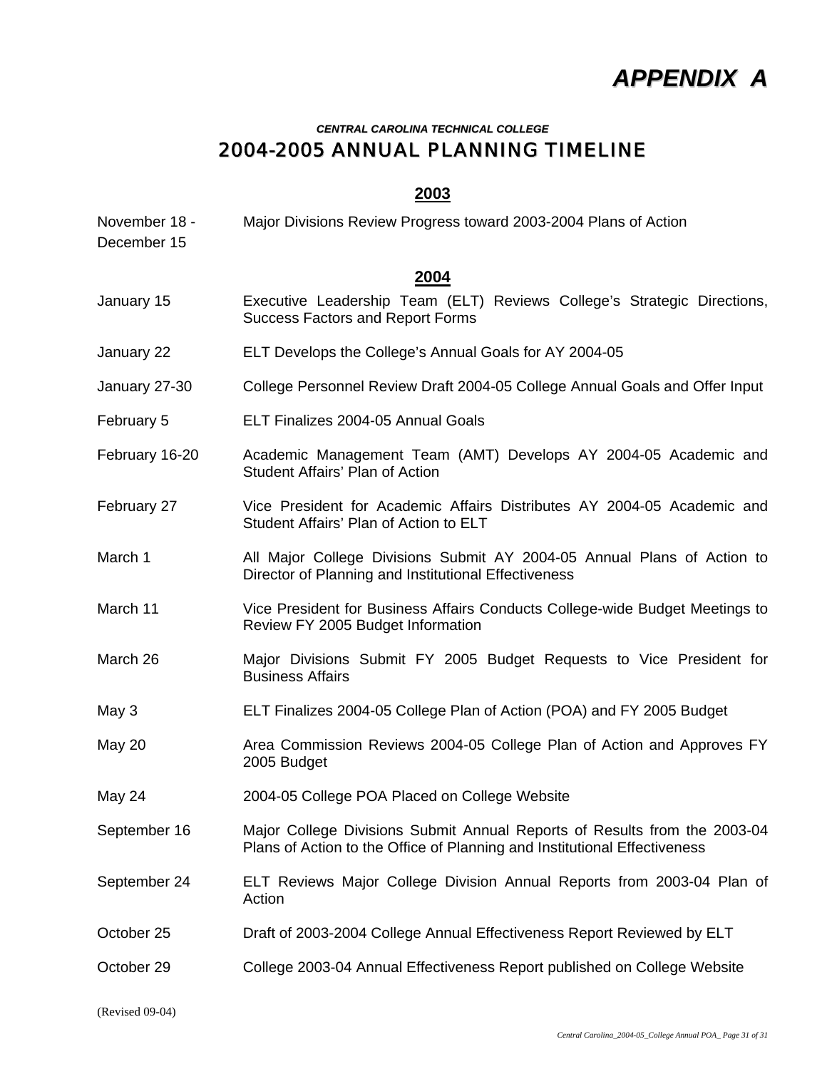# *APPENDIX A*

***CENTRAL CAROLINA TECHNICAL COLLEGE***

## 2004-2005 ANNUAL PLANNING TIMELINE

### 2003

| | |
|---|---|
| November 18 - December 15 | Major Divisions Review Progress toward 2003-2004 Plans of Action |

### 2004

| | |
|---|---|
| January 15 | Executive Leadership Team (ELT) Reviews College's Strategic Directions, Success Factors and Report Forms |
| January 22 | ELT Develops the College's Annual Goals for AY 2004-05 |
| January 27-30 | College Personnel Review Draft 2004-05 College Annual Goals and Offer Input |
| February 5 | ELT Finalizes 2004-05 Annual Goals |
| February 16-20 | Academic Management Team (AMT) Develops AY 2004-05 Academic and Student Affairs' Plan of Action |
| February 27 | Vice President for Academic Affairs Distributes AY 2004-05 Academic and Student Affairs' Plan of Action to ELT |
| March 1 | All Major College Divisions Submit AY 2004-05 Annual Plans of Action to Director of Planning and Institutional Effectiveness |
| March 11 | Vice President for Business Affairs Conducts College-wide Budget Meetings to Review FY 2005 Budget Information |
| March 26 | Major Divisions Submit FY 2005 Budget Requests to Vice President for Business Affairs |
| May 3 | ELT Finalizes 2004-05 College Plan of Action (POA) and FY 2005 Budget |
| May 20 | Area Commission Reviews 2004-05 College Plan of Action and Approves FY 2005 Budget |
| May 24 | 2004-05 College POA Placed on College Website |
| September 16 | Major College Divisions Submit Annual Reports of Results from the 2003-04 Plans of Action to the Office of Planning and Institutional Effectiveness |
| September 24 | ELT Reviews Major College Division Annual Reports from 2003-04 Plan of Action |
| October 25 | Draft of 2003-2004 College Annual Effectiveness Report Reviewed by ELT |
| October 29 | College 2003-04 Annual Effectiveness Report published on College Website |

(Revised 09-04)